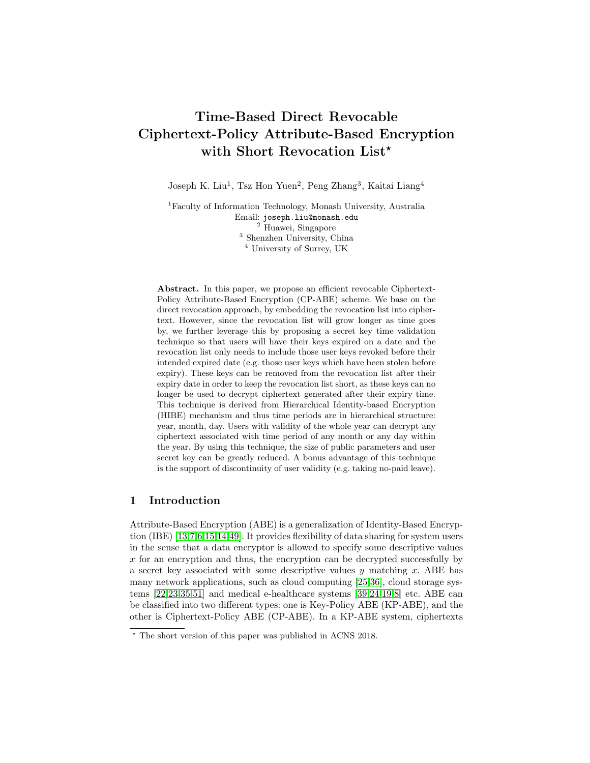# Time-Based Direct Revocable Ciphertext-Policy Attribute-Based Encryption with Short Revocation List*

Joseph K. Liu[1], Tsz Hon Yuen[2], Peng Zhang[3], Kaitai Liang[4]

[1]Faculty of Information Technology, Monash University, Australia
Email: joseph.liu@monash.edu
[2] Huawei, Singapore
[3] Shenzhen University, China
[4] University of Surrey, UK

**Abstract.** In this paper, we propose an efficient revocable Ciphertext-Policy Attribute-Based Encryption (CP-ABE) scheme. We base on the direct revocation approach, by embedding the revocation list into ciphertext. However, since the revocation list will grow longer as time goes by, we further leverage this by proposing a secret key time validation technique so that users will have their keys expired on a date and the revocation list only needs to include those user keys revoked before their intended expired date (e.g. those user keys which have been stolen before expiry). These keys can be removed from the revocation list after their expiry date in order to keep the revocation list short, as these keys can no longer be used to decrypt ciphertext generated after their expiry time. This technique is derived from Hierarchical Identity-based Encryption (HIBE) mechanism and thus time periods are in hierarchical structure: year, month, day. Users with validity of the whole year can decrypt any ciphertext associated with time period of any month or any day within the year. By using this technique, the size of public parameters and user secret key can be greatly reduced. A bonus advantage of this technique is the support of discontinuity of user validity (e.g. taking no-paid leave).

## 1 Introduction

Attribute-Based Encryption (ABE) is a generalization of Identity-Based Encryption (IBE) [13,7,6,15,14,49]. It provides flexibility of data sharing for system users in the sense that a data encryptor is allowed to specify some descriptive values $x$ for an encryption and thus, the encryption can be decrypted successfully by a secret key associated with some descriptive values $y$ matching $x$. ABE has many network applications, such as cloud computing [25,36], cloud storage systems [22,23,35,51] and medical e-healthcare systems [39,24,19,8] etc. ABE can be classified into two different types: one is Key-Policy ABE (KP-ABE), and the other is Ciphertext-Policy ABE (CP-ABE). In a KP-ABE system, ciphertexts

---

* The short version of this paper was published in ACNS 2018.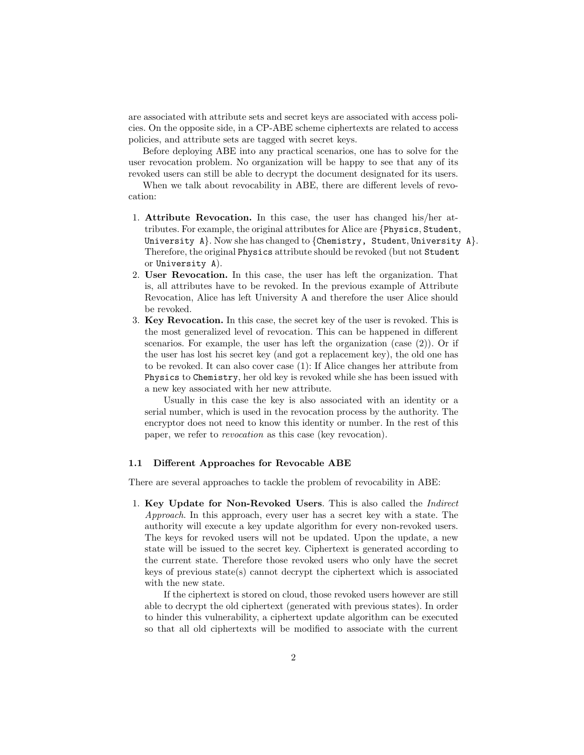are associated with attribute sets and secret keys are associated with access policies. On the opposite side, in a CP-ABE scheme ciphertexts are related to access policies, and attribute sets are tagged with secret keys.

Before deploying ABE into any practical scenarios, one has to solve for the user revocation problem. No organization will be happy to see that any of its revoked users can still be able to decrypt the document designated for its users.

When we talk about revocability in ABE, there are different levels of revocation:

1. **Attribute Revocation.** In this case, the user has changed his/her attributes. For example, the original attributes for Alice are {`Physics`, `Student`, `University A`}. Now she has changed to {`Chemistry, Student`, `University A`}. Therefore, the original `Physics` attribute should be revoked (but not `Student` or `University A`).
2. **User Revocation.** In this case, the user has left the organization. That is, all attributes have to be revoked. In the previous example of Attribute Revocation, Alice has left University A and therefore the user Alice should be revoked.
3. **Key Revocation.** In this case, the secret key of the user is revoked. This is the most generalized level of revocation. This can be happened in different scenarios. For example, the user has left the organization (case (2)). Or if the user has lost his secret key (and got a replacement key), the old one has to be revoked. It can also cover case (1): If Alice changes her attribute from `Physics` to `Chemistry`, her old key is revoked while she has been issued with a new key associated with her new attribute.

   Usually in this case the key is also associated with an identity or a serial number, which is used in the revocation process by the authority. The encryptor does not need to know this identity or number. In the rest of this paper, we refer to *revocation* as this case (key revocation).

### 1.1 Different Approaches for Revocable ABE

There are several approaches to tackle the problem of revocability in ABE:

1. **Key Update for Non-Revoked Users**. This is also called the *Indirect Approach*. In this approach, every user has a secret key with a state. The authority will execute a key update algorithm for every non-revoked users. The keys for revoked users will not be updated. Upon the update, a new state will be issued to the secret key. Ciphertext is generated according to the current state. Therefore those revoked users who only have the secret keys of previous state(s) cannot decrypt the ciphertext which is associated with the new state.

   If the ciphertext is stored on cloud, those revoked users however are still able to decrypt the old ciphertext (generated with previous states). In order to hinder this vulnerability, a ciphertext update algorithm can be executed so that all old ciphertexts will be modified to associate with the current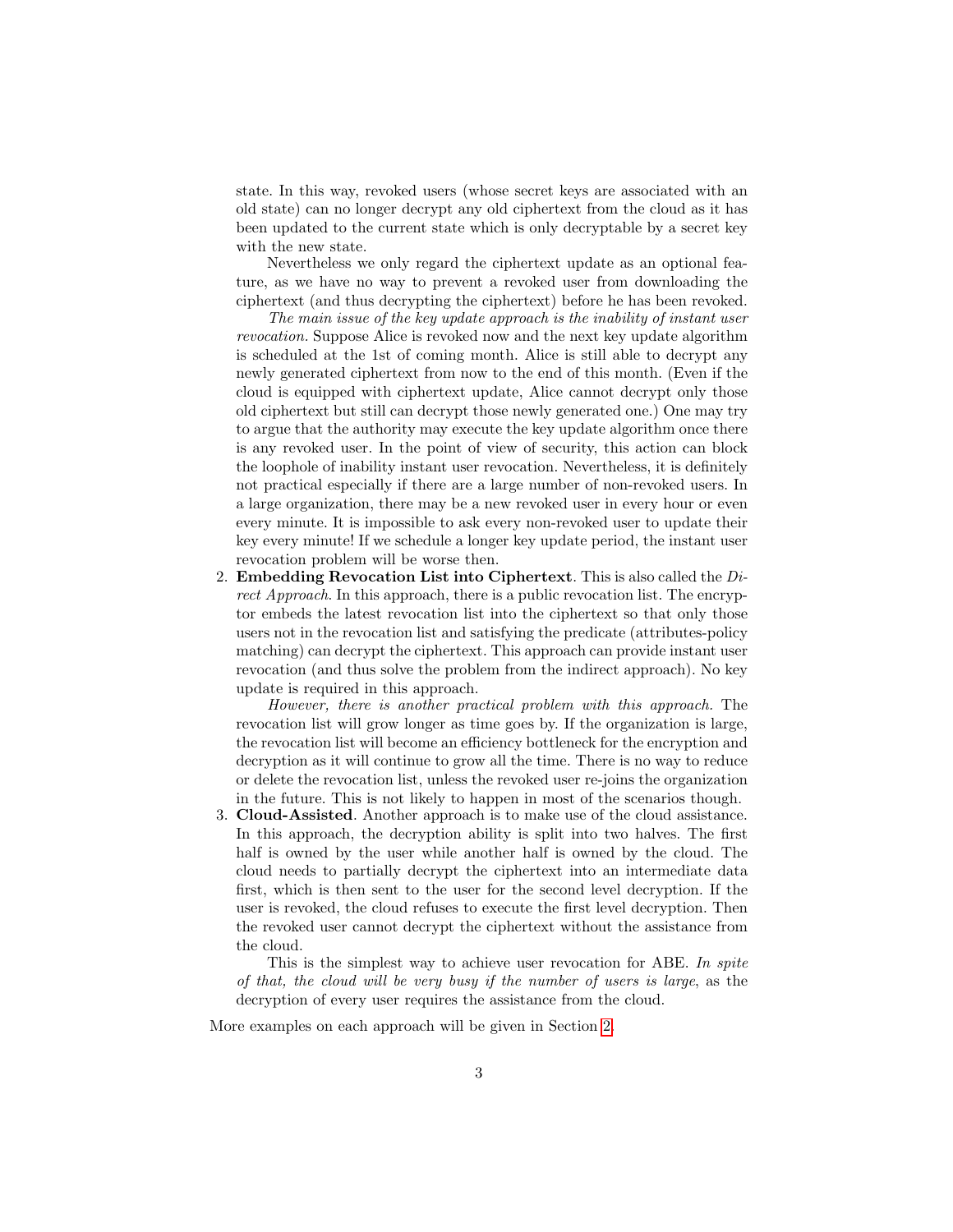state. In this way, revoked users (whose secret keys are associated with an old state) can no longer decrypt any old ciphertext from the cloud as it has been updated to the current state which is only decryptable by a secret key with the new state.

Nevertheless we only regard the ciphertext update as an optional feature, as we have no way to prevent a revoked user from downloading the ciphertext (and thus decrypting the ciphertext) before he has been revoked.

*The main issue of the key update approach is the inability of instant user revocation.* Suppose Alice is revoked now and the next key update algorithm is scheduled at the 1st of coming month. Alice is still able to decrypt any newly generated ciphertext from now to the end of this month. (Even if the cloud is equipped with ciphertext update, Alice cannot decrypt only those old ciphertext but still can decrypt those newly generated one.) One may try to argue that the authority may execute the key update algorithm once there is any revoked user. In the point of view of security, this action can block the loophole of inability instant user revocation. Nevertheless, it is definitely not practical especially if there are a large number of non-revoked users. In a large organization, there may be a new revoked user in every hour or even every minute. It is impossible to ask every non-revoked user to update their key every minute! If we schedule a longer key update period, the instant user revocation problem will be worse then.

2. **Embedding Revocation List into Ciphertext**. This is also called the *Direct Approach*. In this approach, there is a public revocation list. The encryptor embeds the latest revocation list into the ciphertext so that only those users not in the revocation list and satisfying the predicate (attributes-policy matching) can decrypt the ciphertext. This approach can provide instant user revocation (and thus solve the problem from the indirect approach). No key update is required in this approach.

   *However, there is another practical problem with this approach.* The revocation list will grow longer as time goes by. If the organization is large, the revocation list will become an efficiency bottleneck for the encryption and decryption as it will continue to grow all the time. There is no way to reduce or delete the revocation list, unless the revoked user re-joins the organization in the future. This is not likely to happen in most of the scenarios though.

3. **Cloud-Assisted**. Another approach is to make use of the cloud assistance. In this approach, the decryption ability is split into two halves. The first half is owned by the user while another half is owned by the cloud. The cloud needs to partially decrypt the ciphertext into an intermediate data first, which is then sent to the user for the second level decryption. If the user is revoked, the cloud refuses to execute the first level decryption. Then the revoked user cannot decrypt the ciphertext without the assistance from the cloud.

   This is the simplest way to achieve user revocation for ABE. *In spite of that, the cloud will be very busy if the number of users is large*, as the decryption of every user requires the assistance from the cloud.

More examples on each approach will be given in Section 2.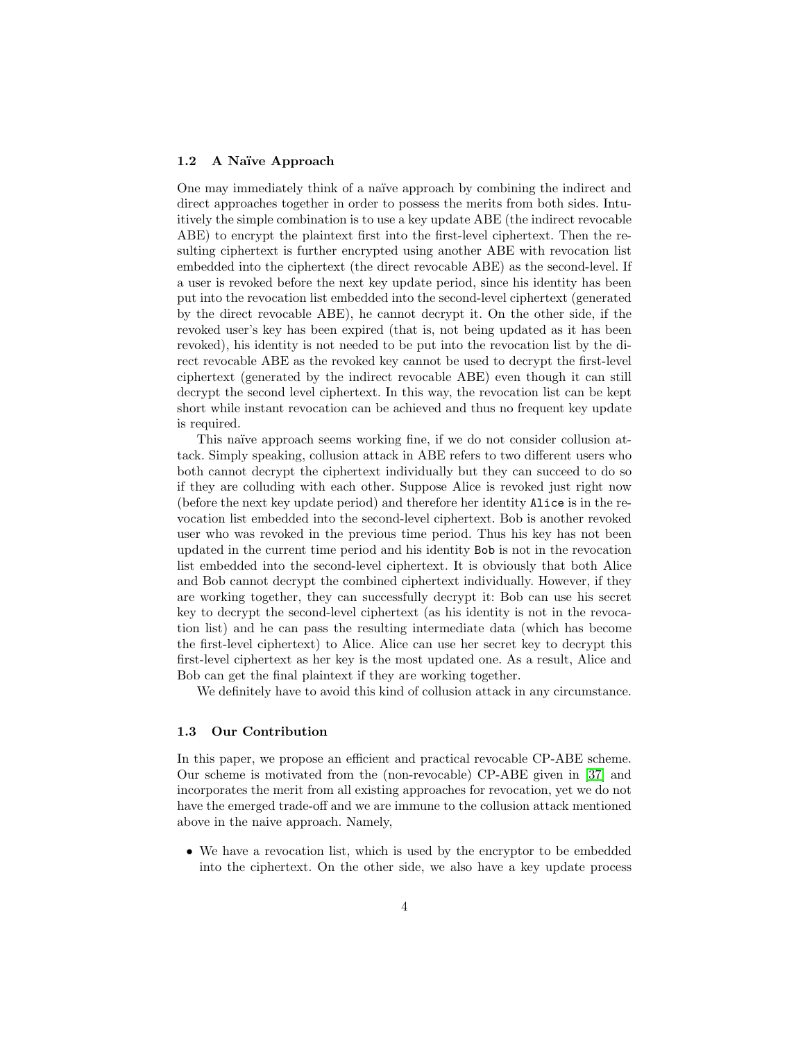### 1.2 A Naïve Approach

One may immediately think of a naïve approach by combining the indirect and direct approaches together in order to possess the merits from both sides. Intuitively the simple combination is to use a key update ABE (the indirect revocable ABE) to encrypt the plaintext first into the first-level ciphertext. Then the resulting ciphertext is further encrypted using another ABE with revocation list embedded into the ciphertext (the direct revocable ABE) as the second-level. If a user is revoked before the next key update period, since his identity has been put into the revocation list embedded into the second-level ciphertext (generated by the direct revocable ABE), he cannot decrypt it. On the other side, if the revoked user's key has been expired (that is, not being updated as it has been revoked), his identity is not needed to be put into the revocation list by the direct revocable ABE as the revoked key cannot be used to decrypt the first-level ciphertext (generated by the indirect revocable ABE) even though it can still decrypt the second level ciphertext. In this way, the revocation list can be kept short while instant revocation can be achieved and thus no frequent key update is required.

This naïve approach seems working fine, if we do not consider collusion attack. Simply speaking, collusion attack in ABE refers to two different users who both cannot decrypt the ciphertext individually but they can succeed to do so if they are colluding with each other. Suppose Alice is revoked just right now (before the next key update period) and therefore her identity `Alice` is in the revocation list embedded into the second-level ciphertext. Bob is another revoked user who was revoked in the previous time period. Thus his key has not been updated in the current time period and his identity `Bob` is not in the revocation list embedded into the second-level ciphertext. It is obviously that both Alice and Bob cannot decrypt the combined ciphertext individually. However, if they are working together, they can successfully decrypt it: Bob can use his secret key to decrypt the second-level ciphertext (as his identity is not in the revocation list) and he can pass the resulting intermediate data (which has become the first-level ciphertext) to Alice. Alice can use her secret key to decrypt this first-level ciphertext as her key is the most updated one. As a result, Alice and Bob can get the final plaintext if they are working together.

We definitely have to avoid this kind of collusion attack in any circumstance.

### 1.3 Our Contribution

In this paper, we propose an efficient and practical revocable CP-ABE scheme. Our scheme is motivated from the (non-revocable) CP-ABE given in [37] and incorporates the merit from all existing approaches for revocation, yet we do not have the emerged trade-off and we are immune to the collusion attack mentioned above in the naive approach. Namely,

- We have a revocation list, which is used by the encryptor to be embedded into the ciphertext. On the other side, we also have a key update process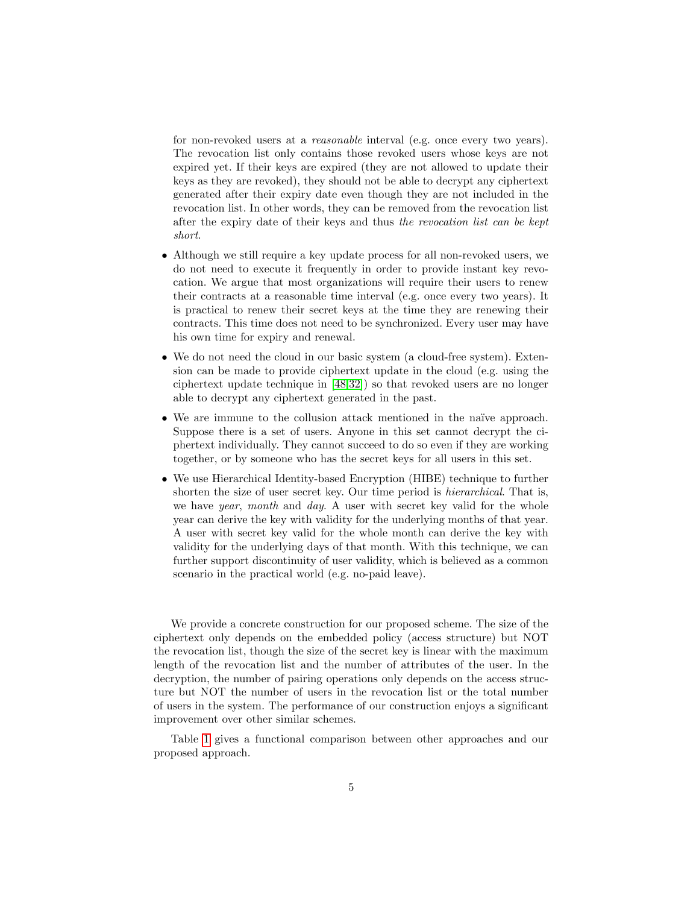for non-revoked users at a *reasonable* interval (e.g. once every two years). The revocation list only contains those revoked users whose keys are not expired yet. If their keys are expired (they are not allowed to update their keys as they are revoked), they should not be able to decrypt any ciphertext generated after their expiry date even though they are not included in the revocation list. In other words, they can be removed from the revocation list after the expiry date of their keys and thus *the revocation list can be kept short*.

- Although we still require a key update process for all non-revoked users, we do not need to execute it frequently in order to provide instant key revocation. We argue that most organizations will require their users to renew their contracts at a reasonable time interval (e.g. once every two years). It is practical to renew their secret keys at the time they are renewing their contracts. This time does not need to be synchronized. Every user may have his own time for expiry and renewal.
- We do not need the cloud in our basic system (a cloud-free system). Extension can be made to provide ciphertext update in the cloud (e.g. using the ciphertext update technique in [48,32]) so that revoked users are no longer able to decrypt any ciphertext generated in the past.
- We are immune to the collusion attack mentioned in the naïve approach. Suppose there is a set of users. Anyone in this set cannot decrypt the ciphertext individually. They cannot succeed to do so even if they are working together, or by someone who has the secret keys for all users in this set.
- We use Hierarchical Identity-based Encryption (HIBE) technique to further shorten the size of user secret key. Our time period is *hierarchical*. That is, we have *year*, *month* and *day*. A user with secret key valid for the whole year can derive the key with validity for the underlying months of that year. A user with secret key valid for the whole month can derive the key with validity for the underlying days of that month. With this technique, we can further support discontinuity of user validity, which is believed as a common scenario in the practical world (e.g. no-paid leave).

We provide a concrete construction for our proposed scheme. The size of the ciphertext only depends on the embedded policy (access structure) but NOT the revocation list, though the size of the secret key is linear with the maximum length of the revocation list and the number of attributes of the user. In the decryption, the number of pairing operations only depends on the access structure but NOT the number of users in the revocation list or the total number of users in the system. The performance of our construction enjoys a significant improvement over other similar schemes.

Table 1 gives a functional comparison between other approaches and our proposed approach.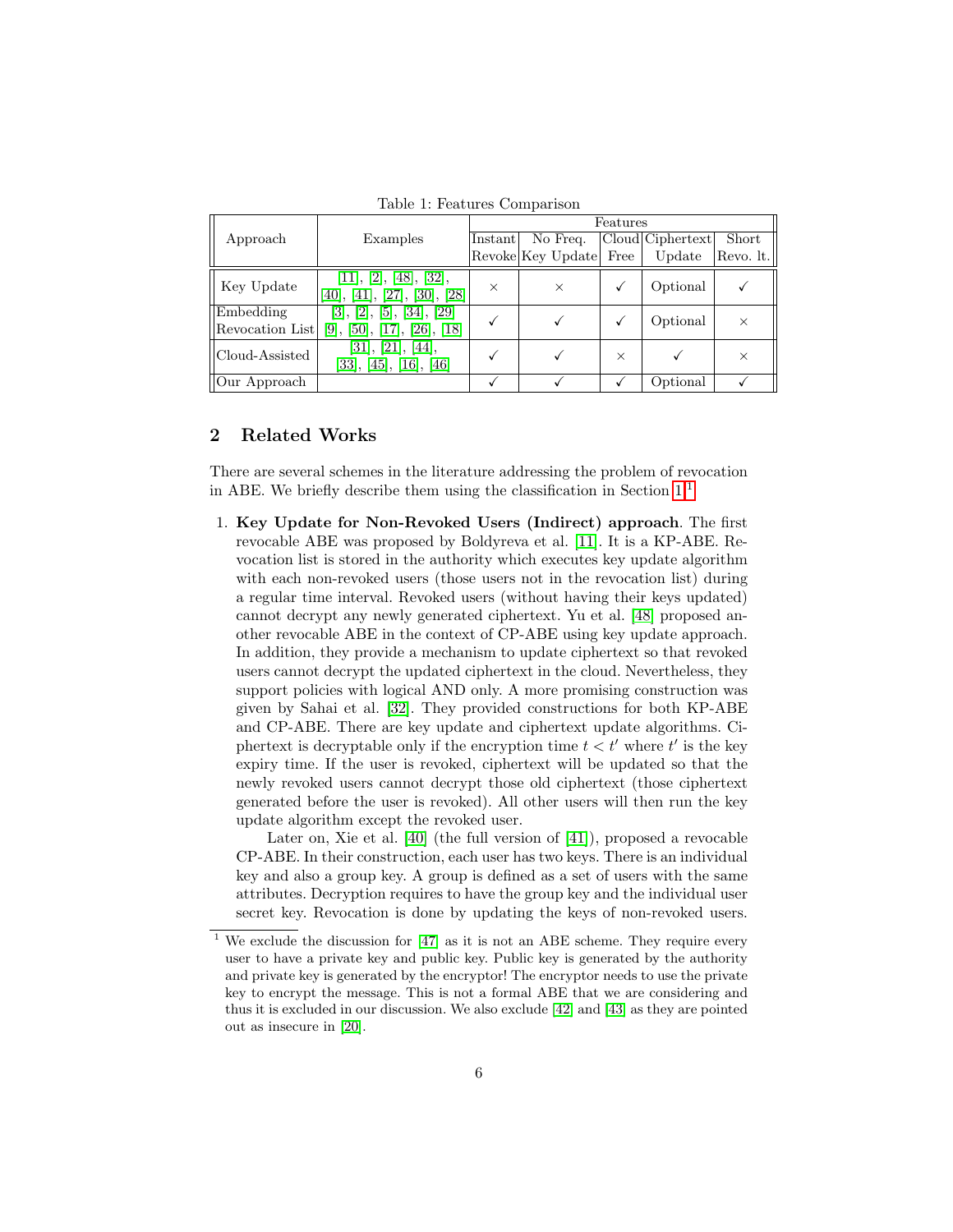Table 1: Features Comparison

| Approach | Examples | Features | | | | |
|---|---|---|---|---|---|---|
| | | Instant Revoke | No Freq. Key Update | Cloud Free | Ciphertext Update | Short Revo. lt. |
| Key Update | [11], [2], [48], [32], [40], [41], [27], [30], [28] | × | × | ✓ | Optional | ✓ |
| Embedding Revocation List | [3], [2], [5], [34], [29] [9], [50], [17], [26], [18] | ✓ | ✓ | ✓ | Optional | × |
| Cloud-Assisted | [31], [21], [44], [33], [45], [16], [46] | ✓ | ✓ | × | ✓ | × |
| Our Approach | | ✓ | ✓ | ✓ | Optional | ✓ |

## 2 Related Works

There are several schemes in the literature addressing the problem of revocation in ABE. We briefly describe them using the classification in Section 1.[1]

1. **Key Update for Non-Revoked Users (Indirect) approach**. The first revocable ABE was proposed by Boldyreva et al. [11]. It is a KP-ABE. Revocation list is stored in the authority which executes key update algorithm with each non-revoked users (those users not in the revocation list) during a regular time interval. Revoked users (without having their keys updated) cannot decrypt any newly generated ciphertext. Yu et al. [48] proposed another revocable ABE in the context of CP-ABE using key update approach. In addition, they provide a mechanism to update ciphertext so that revoked users cannot decrypt the updated ciphertext in the cloud. Nevertheless, they support policies with logical AND only. A more promising construction was given by Sahai et al. [32]. They provided constructions for both KP-ABE and CP-ABE. There are key update and ciphertext update algorithms. Ciphertext is decryptable only if the encryption time $t < t'$ where $t'$ is the key expiry time. If the user is revoked, ciphertext will be updated so that the newly revoked users cannot decrypt those old ciphertext (those ciphertext generated before the user is revoked). All other users will then run the key update algorithm except the revoked user.

   Later on, Xie et al. [40] (the full version of [41]), proposed a revocable CP-ABE. In their construction, each user has two keys. There is an individual key and also a group key. A group is defined as a set of users with the same attributes. Decryption requires to have the group key and the individual user secret key. Revocation is done by updating the keys of non-revoked users.

[1] We exclude the discussion for [47] as it is not an ABE scheme. They require every user to have a private key and public key. Public key is generated by the authority and private key is generated by the encryptor! The encryptor needs to use the private key to encrypt the message. This is not a formal ABE that we are considering and thus it is excluded in our discussion. We also exclude [42] and [43] as they are pointed out as insecure in [20].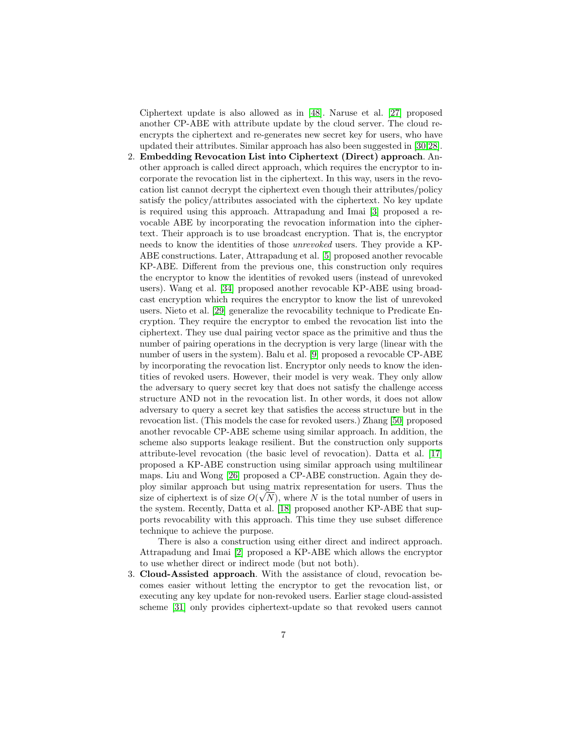Ciphertext update is also allowed as in [48]. Naruse et al. [27] proposed another CP-ABE with attribute update by the cloud server. The cloud re-encrypts the ciphertext and re-generates new secret key for users, who have updated their attributes. Similar approach has also been suggested in [30,28].

2. **Embedding Revocation List into Ciphertext (Direct) approach**. Another approach is called direct approach, which requires the encryptor to incorporate the revocation list in the ciphertext. In this way, users in the revocation list cannot decrypt the ciphertext even though their attributes/policy satisfy the policy/attributes associated with the ciphertext. No key update is required using this approach. Attrapadung and Imai [3] proposed a revocable ABE by incorporating the revocation information into the ciphertext. Their approach is to use broadcast encryption. That is, the encryptor needs to know the identities of those *unrevoked* users. They provide a KP-ABE constructions. Later, Attrapadung et al. [5] proposed another revocable KP-ABE. Different from the previous one, this construction only requires the encryptor to know the identities of revoked users (instead of unrevoked users). Wang et al. [34] proposed another revocable KP-ABE using broadcast encryption which requires the encryptor to know the list of unrevoked users. Nieto et al. [29] generalize the revocability technique to Predicate Encryption. They require the encryptor to embed the revocation list into the ciphertext. They use dual pairing vector space as the primitive and thus the number of pairing operations in the decryption is very large (linear with the number of users in the system). Balu et al. [9] proposed a revocable CP-ABE by incorporating the revocation list. Encryptor only needs to know the identities of revoked users. However, their model is very weak. They only allow the adversary to query secret key that does not satisfy the challenge access structure AND not in the revocation list. In other words, it does not allow adversary to query a secret key that satisfies the access structure but in the revocation list. (This models the case for revoked users.) Zhang [50] proposed another revocable CP-ABE scheme using similar approach. In addition, the scheme also supports leakage resilient. But the construction only supports attribute-level revocation (the basic level of revocation). Datta et al. [17] proposed a KP-ABE construction using similar approach using multilinear maps. Liu and Wong [26] proposed a CP-ABE construction. Again they deploy similar approach but using matrix representation for users. Thus the size of ciphertext is of size $O(\sqrt{N})$, where $N$ is the total number of users in the system. Recently, Datta et al. [18] proposed another KP-ABE that supports revocability with this approach. This time they use subset difference technique to achieve the purpose.

   There is also a construction using either direct and indirect approach. Attrapadung and Imai [2] proposed a KP-ABE which allows the encryptor to use whether direct or indirect mode (but not both).

3. **Cloud-Assisted approach**. With the assistance of cloud, revocation becomes easier without letting the encryptor to get the revocation list, or executing any key update for non-revoked users. Earlier stage cloud-assisted scheme [31] only provides ciphertext-update so that revoked users cannot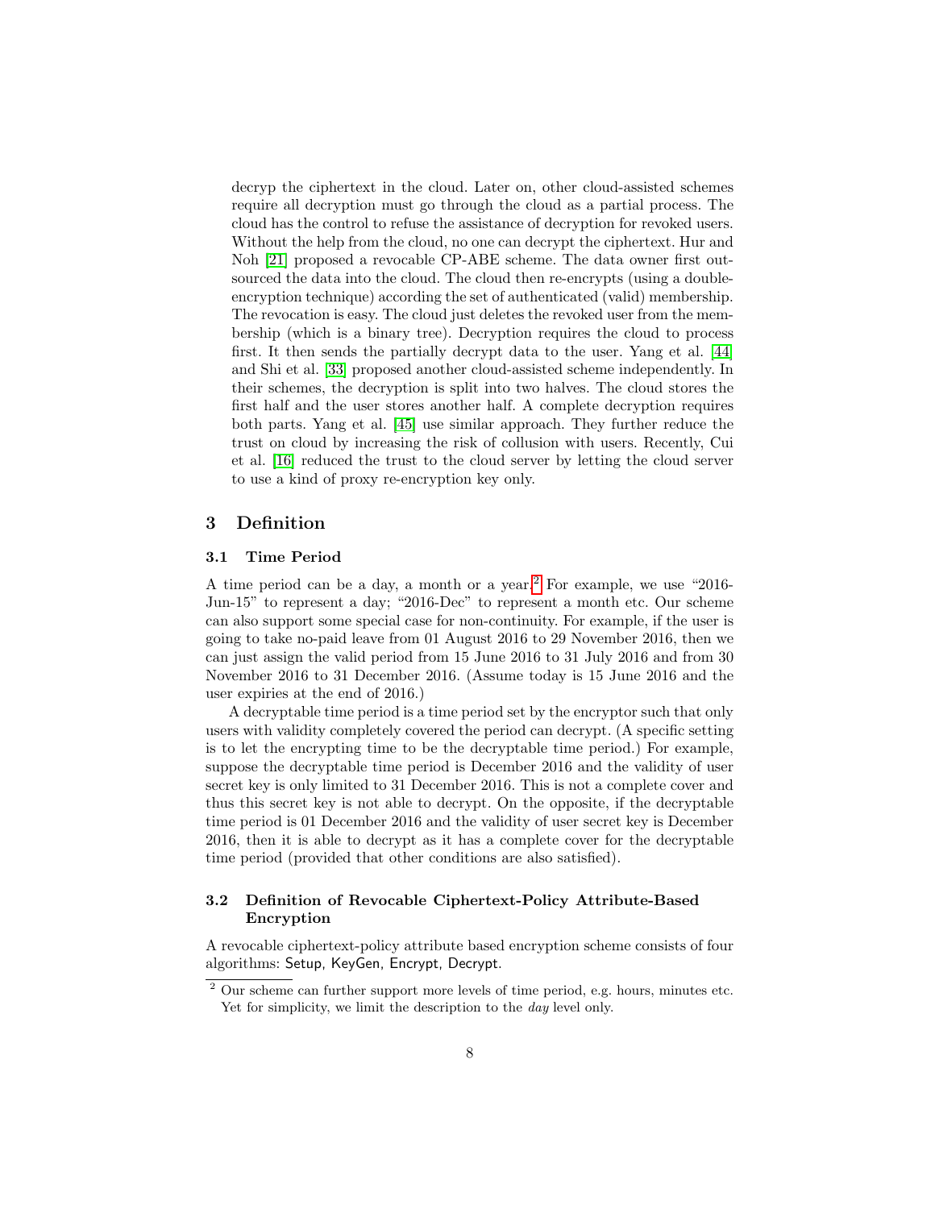decryp the ciphertext in the cloud. Later on, other cloud-assisted schemes require all decryption must go through the cloud as a partial process. The cloud has the control to refuse the assistance of decryption for revoked users. Without the help from the cloud, no one can decrypt the ciphertext. Hur and Noh [21] proposed a revocable CP-ABE scheme. The data owner first outsourced the data into the cloud. The cloud then re-encrypts (using a double-encryption technique) according the set of authenticated (valid) membership. The revocation is easy. The cloud just deletes the revoked user from the membership (which is a binary tree). Decryption requires the cloud to process first. It then sends the partially decrypt data to the user. Yang et al. [44] and Shi et al. [33] proposed another cloud-assisted scheme independently. In their schemes, the decryption is split into two halves. The cloud stores the first half and the user stores another half. A complete decryption requires both parts. Yang et al. [45] use similar approach. They further reduce the trust on cloud by increasing the risk of collusion with users. Recently, Cui et al. [16] reduced the trust to the cloud server by letting the cloud server to use a kind of proxy re-encryption key only.

## 3 Definition

### 3.1 Time Period

A time period can be a day, a month or a year.[2] For example, we use "2016-Jun-15" to represent a day; "2016-Dec" to represent a month etc. Our scheme can also support some special case for non-continuity. For example, if the user is going to take no-paid leave from 01 August 2016 to 29 November 2016, then we can just assign the valid period from 15 June 2016 to 31 July 2016 and from 30 November 2016 to 31 December 2016. (Assume today is 15 June 2016 and the user expiries at the end of 2016.)

A decryptable time period is a time period set by the encryptor such that only users with validity completely covered the period can decrypt. (A specific setting is to let the encrypting time to be the decryptable time period.) For example, suppose the decryptable time period is December 2016 and the validity of user secret key is only limited to 31 December 2016. This is not a complete cover and thus this secret key is not able to decrypt. On the opposite, if the decryptable time period is 01 December 2016 and the validity of user secret key is December 2016, then it is able to decrypt as it has a complete cover for the decryptable time period (provided that other conditions are also satisfied).

### 3.2 Definition of Revocable Ciphertext-Policy Attribute-Based Encryption

A revocable ciphertext-policy attribute based encryption scheme consists of four algorithms: Setup, KeyGen, Encrypt, Decrypt.

[2] Our scheme can further support more levels of time period, e.g. hours, minutes etc. Yet for simplicity, we limit the description to the *day* level only.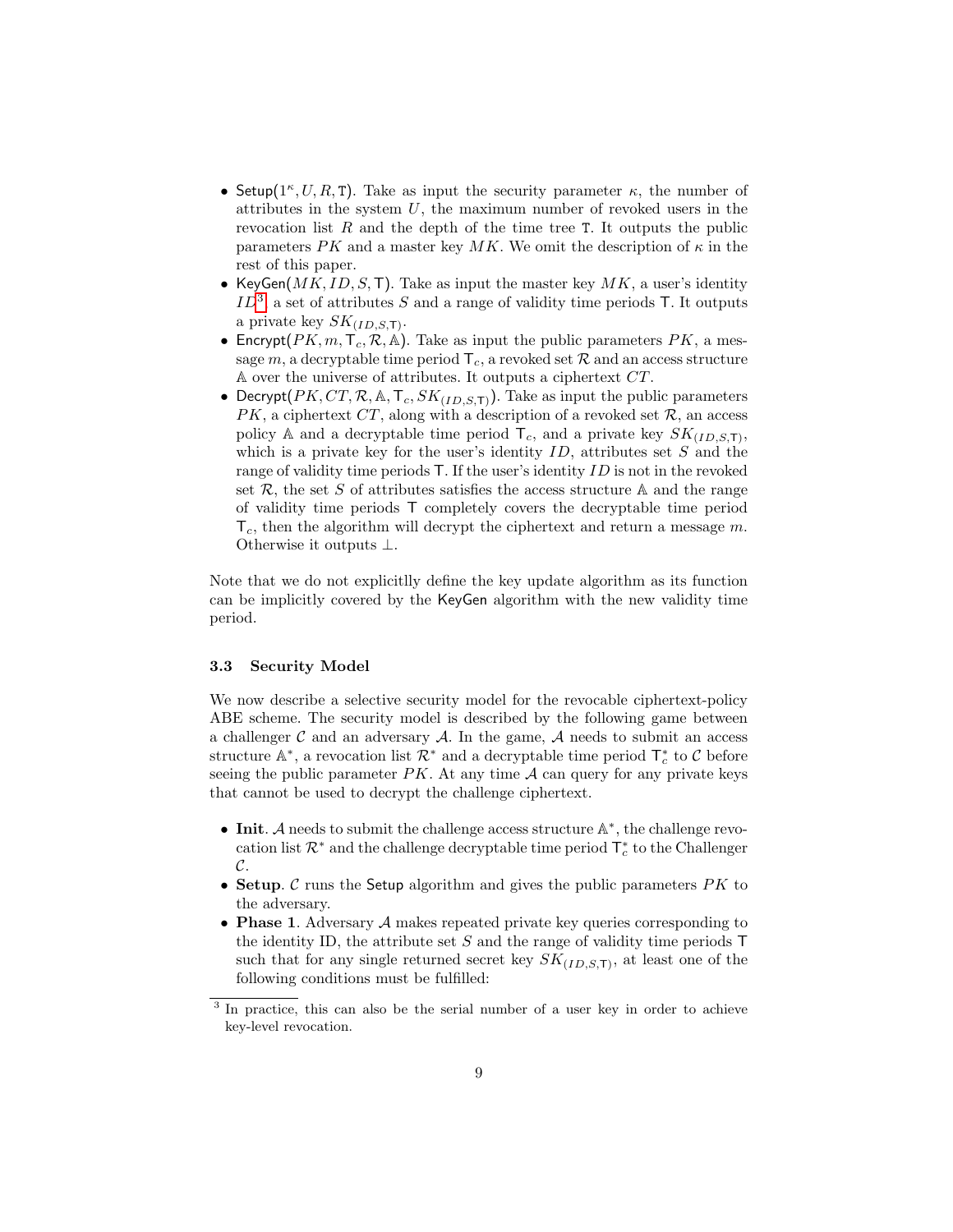- $\mathsf{Setup}(1^\kappa, U, R, \mathtt{T})$. Take as input the security parameter $\kappa$, the number of attributes in the system $U$, the maximum number of revoked users in the revocation list $R$ and the depth of the time tree $\mathtt{T}$. It outputs the public parameters $PK$ and a master key $MK$. We omit the description of $\kappa$ in the rest of this paper.
- $\mathsf{KeyGen}(MK, ID, S, \mathsf{T})$. Take as input the master key $MK$, a user's identity $ID$[3], a set of attributes $S$ and a range of validity time periods $\mathsf{T}$. It outputs a private key $SK_{(ID,S,\mathsf{T})}$.
- $\mathsf{Encrypt}(PK, m, \mathsf{T}_c, \mathcal{R}, \mathbb{A})$. Take as input the public parameters $PK$, a message $m$, a decryptable time period $\mathsf{T}_c$, a revoked set $\mathcal{R}$ and an access structure $\mathbb{A}$ over the universe of attributes. It outputs a ciphertext $CT$.
- $\mathsf{Decrypt}(PK, CT, \mathcal{R}, \mathbb{A}, \mathsf{T}_c, SK_{(ID,S,\mathsf{T})})$. Take as input the public parameters $PK$, a ciphertext $CT$, along with a description of a revoked set $\mathcal{R}$, an access policy $\mathbb{A}$ and a decryptable time period $\mathsf{T}_c$, and a private key $SK_{(ID,S,\mathsf{T})}$, which is a private key for the user's identity $ID$, attributes set $S$ and the range of validity time periods $\mathsf{T}$. If the user's identity $ID$ is not in the revoked set $\mathcal{R}$, the set $S$ of attributes satisfies the access structure $\mathbb{A}$ and the range of validity time periods $\mathsf{T}$ completely covers the decryptable time period $\mathsf{T}_c$, then the algorithm will decrypt the ciphertext and return a message $m$. Otherwise it outputs $\perp$.

Note that we do not explicitlly define the key update algorithm as its function can be implicitly covered by the KeyGen algorithm with the new validity time period.

### 3.3 Security Model

We now describe a selective security model for the revocable ciphertext-policy ABE scheme. The security model is described by the following game between a challenger $\mathcal{C}$ and an adversary $\mathcal{A}$. In the game, $\mathcal{A}$ needs to submit an access structure $\mathbb{A}^*$, a revocation list $\mathcal{R}^*$ and a decryptable time period $\mathsf{T}_c^*$ to $\mathcal{C}$ before seeing the public parameter $PK$. At any time $\mathcal{A}$ can query for any private keys that cannot be used to decrypt the challenge ciphertext.

- **Init**. $\mathcal{A}$ needs to submit the challenge access structure $\mathbb{A}^*$, the challenge revocation list $\mathcal{R}^*$ and the challenge decryptable time period $\mathsf{T}_c^*$ to the Challenger $\mathcal{C}$.
- **Setup**. $\mathcal{C}$ runs the Setup algorithm and gives the public parameters $PK$ to the adversary.
- **Phase 1**. Adversary $\mathcal{A}$ makes repeated private key queries corresponding to the identity ID, the attribute set $S$ and the range of validity time periods $\mathsf{T}$ such that for any single returned secret key $SK_{(ID,S,\mathsf{T})}$, at least one of the following conditions must be fulfilled:

[3] In practice, this can also be the serial number of a user key in order to achieve key-level revocation.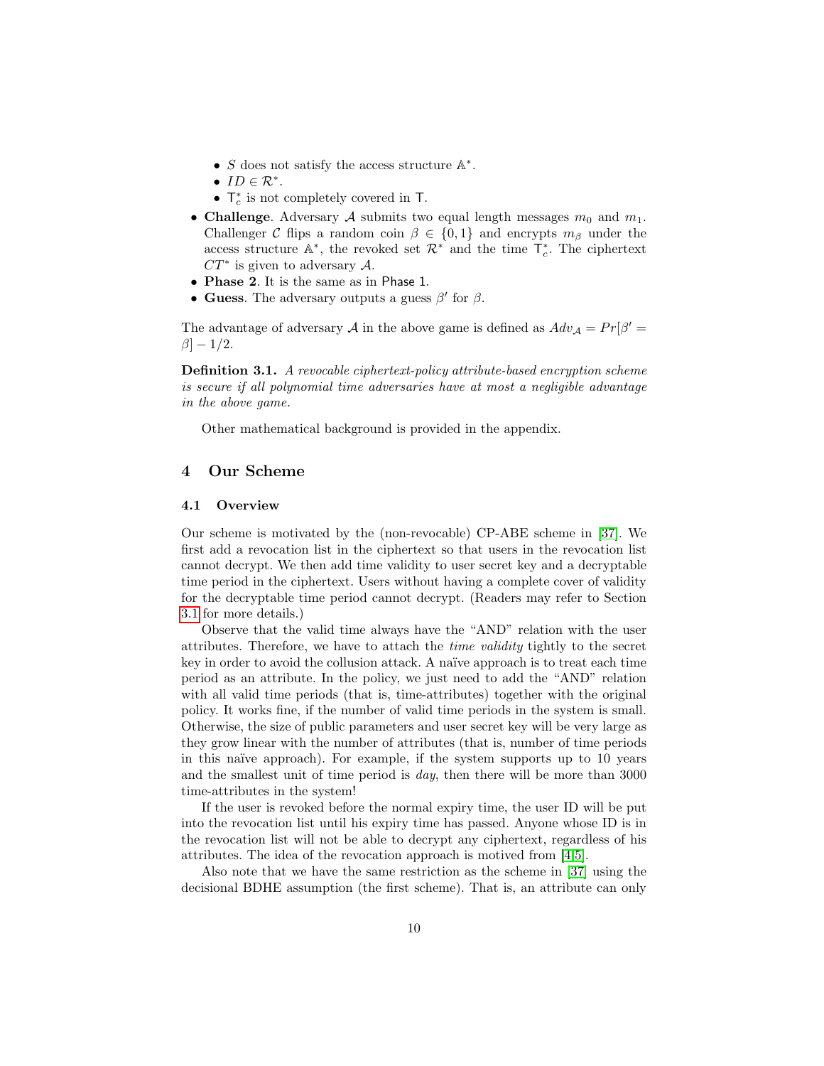- $S$ does not satisfy the access structure $\mathbb{A}^*$.
    - $ID \in \mathcal{R}^*$.
    - $\mathsf{T}_c^*$ is not completely covered in $\mathsf{T}$.
- **Challenge**. Adversary $\mathcal{A}$ submits two equal length messages $m_0$ and $m_1$. Challenger $\mathcal{C}$ flips a random coin $\beta \in \{0,1\}$ and encrypts $m_\beta$ under the access structure $\mathbb{A}^*$, the revoked set $\mathcal{R}^*$ and the time $\mathsf{T}_c^*$. The ciphertext $CT^*$ is given to adversary $\mathcal{A}$.
- **Phase 2**. It is the same as in Phase 1.
- **Guess**. The adversary outputs a guess $\beta'$ for $\beta$.

The advantage of adversary $\mathcal{A}$ in the above game is defined as $Adv_{\mathcal{A}} = Pr[\beta' = \beta] - 1/2$.

**Definition 3.1.** *A revocable ciphertext-policy attribute-based encryption scheme is secure if all polynomial time adversaries have at most a negligible advantage in the above game.*

Other mathematical background is provided in the appendix.

## 4 Our Scheme

### 4.1 Overview

Our scheme is motivated by the (non-revocable) CP-ABE scheme in [37]. We first add a revocation list in the ciphertext so that users in the revocation list cannot decrypt. We then add time validity to user secret key and a decryptable time period in the ciphertext. Users without having a complete cover of validity for the decryptable time period cannot decrypt. (Readers may refer to Section 3.1 for more details.)

Observe that the valid time always have the "AND" relation with the user attributes. Therefore, we have to attach the *time validity* tightly to the secret key in order to avoid the collusion attack. A naïve approach is to treat each time period as an attribute. In the policy, we just need to add the "AND" relation with all valid time periods (that is, time-attributes) together with the original policy. It works fine, if the number of valid time periods in the system is small. Otherwise, the size of public parameters and user secret key will be very large as they grow linear with the number of attributes (that is, number of time periods in this naïve approach). For example, if the system supports up to 10 years and the smallest unit of time period is *day*, then there will be more than 3000 time-attributes in the system!

If the user is revoked before the normal expiry time, the user ID will be put into the revocation list until his expiry time has passed. Anyone whose ID is in the revocation list will not be able to decrypt any ciphertext, regardless of his attributes. The idea of the revocation approach is motived from [4,5].

Also note that we have the same restriction as the scheme in [37] using the decisional BDHE assumption (the first scheme). That is, an attribute can only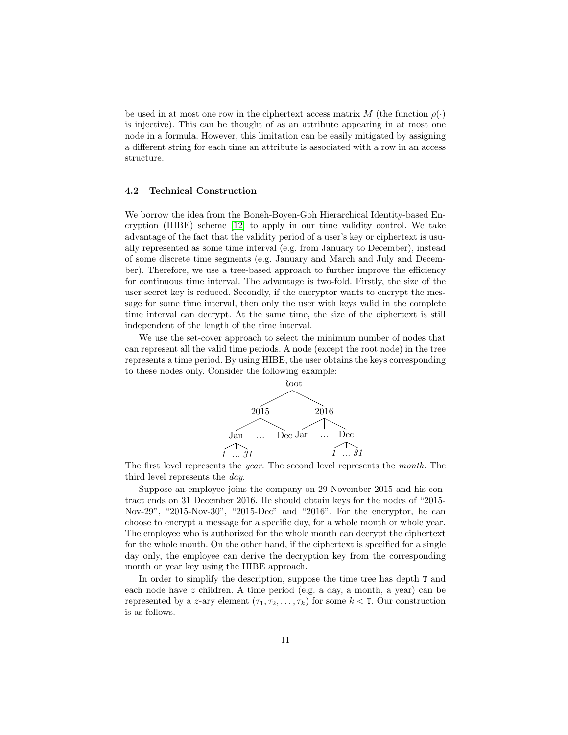be used in at most one row in the ciphertext access matrix $M$ (the function $\rho(\cdot)$ is injective). This can be thought of as an attribute appearing in at most one node in a formula. However, this limitation can be easily mitigated by assigning a different string for each time an attribute is associated with a row in an access structure.

### 4.2 Technical Construction

We borrow the idea from the Boneh-Boyen-Goh Hierarchical Identity-based Encryption (HIBE) scheme [12] to apply in our time validity control. We take advantage of the fact that the validity period of a user's key or ciphertext is usually represented as some time interval (e.g. from January to December), instead of some discrete time segments (e.g. January and March and July and December). Therefore, we use a tree-based approach to further improve the efficiency for continuous time interval. The advantage is two-fold. Firstly, the size of the user secret key is reduced. Secondly, if the encryptor wants to encrypt the message for some time interval, then only the user with keys valid in the complete time interval can decrypt. At the same time, the size of the ciphertext is still independent of the length of the time interval.

We use the set-cover approach to select the minimum number of nodes that can represent all the valid time periods. A node (except the root node) in the tree represents a time period. By using HIBE, the user obtains the keys corresponding to these nodes only. Consider the following example:

```
                Root
              /      \
          2015        2016
         /  |  \     /  |  \
      Jan  ...  Dec Jan ... Dec
      / | \              / | \
     1 ... 31           1 ... 31
```

The first level represents the *year*. The second level represents the *month*. The third level represents the *day*.

Suppose an employee joins the company on 29 November 2015 and his contract ends on 31 December 2016. He should obtain keys for the nodes of "2015-Nov-29", "2015-Nov-30", "2015-Dec" and "2016". For the encryptor, he can choose to encrypt a message for a specific day, for a whole month or whole year. The employee who is authorized for the whole month can decrypt the ciphertext for the whole month. On the other hand, if the ciphertext is specified for a single day only, the employee can derive the decryption key from the corresponding month or year key using the HIBE approach.

In order to simplify the description, suppose the time tree has depth $\mathtt{T}$ and each node have $z$ children. A time period (e.g. a day, a month, a year) can be represented by a $z$-ary element $(\tau_1, \tau_2, \ldots, \tau_k)$ for some $k < \mathtt{T}$. Our construction is as follows.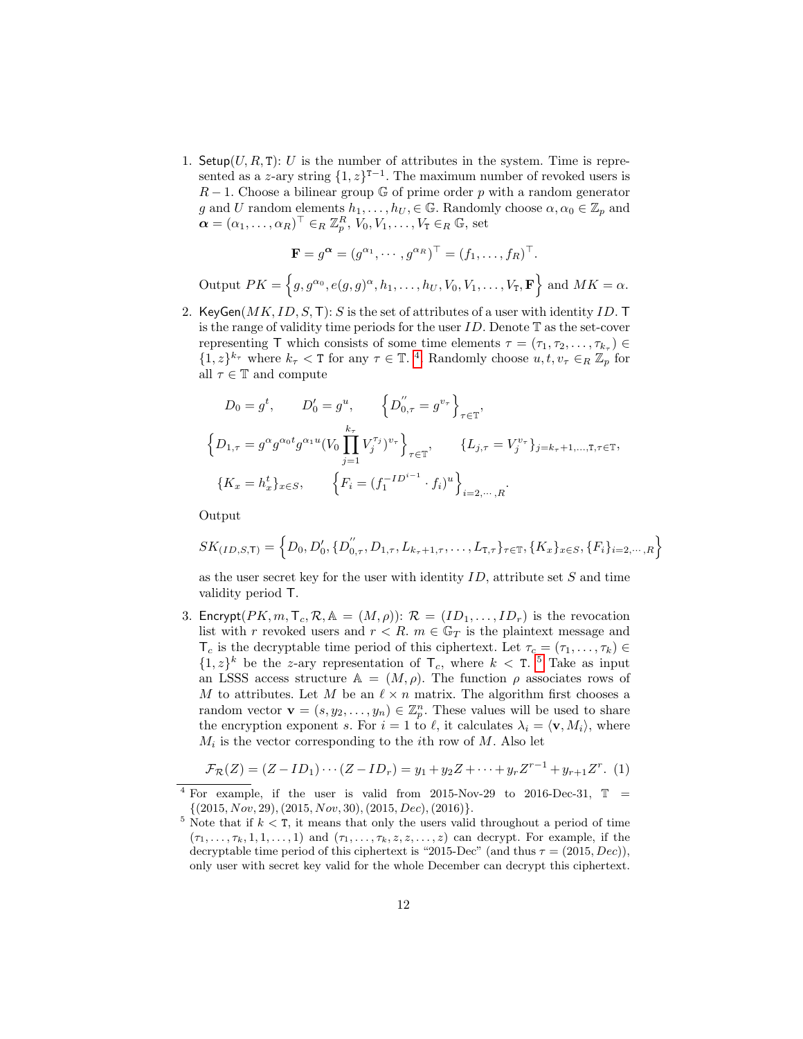1. $\mathsf{Setup}(U, R, \mathtt{T})$: $U$ is the number of attributes in the system. Time is represented as a $z$-ary string $\{1, z\}^{\mathtt{T}-1}$. The maximum number of revoked users is $R-1$. Choose a bilinear group $\mathbb{G}$ of prime order $p$ with a random generator $g$ and $U$ random elements $h_1, \ldots, h_U, \in \mathbb{G}$. Randomly choose $\alpha, \alpha_0 \in \mathbb{Z}_p$ and $\boldsymbol{\alpha} = (\alpha_1, \ldots, \alpha_R)^\top \in_R \mathbb{Z}_p^R$, $V_0, V_1, \ldots, V_{\mathtt{T}} \in_R \mathbb{G}$, set

$$\mathbf{F} = g^{\boldsymbol{\alpha}} = (g^{\alpha_1}, \cdots, g^{\alpha_R})^\top = (f_1, \ldots, f_R)^\top.$$

Output $PK = \left\{g, g^{\alpha_0}, e(g,g)^{\alpha}, h_1, \ldots, h_U, V_0, V_1, \ldots, V_{\mathtt{T}}, \mathbf{F}\right\}$ and $MK = \alpha$.

2. $\mathsf{KeyGen}(MK, ID, S, \mathsf{T})$: $S$ is the set of attributes of a user with identity $ID$. $\mathsf{T}$ is the range of validity time periods for the user $ID$. Denote $\mathbb{T}$ as the set-cover representing $\mathsf{T}$ which consists of some time elements $\tau = (\tau_1, \tau_2, \ldots, \tau_{k_\tau}) \in \{1, z\}^{k_\tau}$ where $k_\tau < \mathtt{T}$ for any $\tau \in \mathbb{T}$. [4] Randomly choose $u, t, v_\tau \in_R \mathbb{Z}_p$ for all $\tau \in \mathbb{T}$ and compute

$$D_0 = g^t, \qquad D_0' = g^u, \qquad \left\{D_{0,\tau}^{''} = g^{v_\tau}\right\}_{\tau \in \mathbb{T}},$$

$$\left\{D_{1,\tau} = g^{\alpha} g^{\alpha_0 t} g^{\alpha_1 u} (V_0 \prod_{j=1}^{k_\tau} V_j^{\tau_j})^{v_\tau}\right\}_{\tau \in \mathbb{T}}, \qquad \{L_{j,\tau} = V_j^{v_\tau}\}_{j=k_\tau+1,\ldots,\mathtt{T},\tau\in\mathbb{T}},$$

$$\{K_x = h_x^t\}_{x \in S}, \qquad \left\{F_i = (f_1^{-ID^{i-1}} \cdot f_i)^u\right\}_{i=2,\cdots,R}.$$

Output

$$SK_{(ID,S,\mathsf{T})} = \left\{D_0, D_0', \{D_{0,\tau}^{''}, D_{1,\tau}, L_{k_\tau+1,\tau}, \ldots, L_{\mathtt{T},\tau}\}_{\tau\in\mathbb{T}}, \{K_x\}_{x\in S}, \{F_i\}_{i=2,\cdots,R}\right\}$$

as the user secret key for the user with identity $ID$, attribute set $S$ and time validity period $\mathsf{T}$.

3. $\mathsf{Encrypt}(PK, m, \mathsf{T}_c, \mathcal{R}, \mathbb{A} = (M, \rho))$: $\mathcal{R} = (ID_1, \ldots, ID_r)$ is the revocation list with $r$ revoked users and $r < R$. $m \in \mathbb{G}_T$ is the plaintext message and $\mathsf{T}_c$ is the decryptable time period of this ciphertext. Let $\tau_c = (\tau_1, \ldots, \tau_k) \in \{1, z\}^k$ be the $z$-ary representation of $\mathsf{T}_c$, where $k < \mathtt{T}$. [5] Take as input an LSSS access structure $\mathbb{A} = (M, \rho)$. The function $\rho$ associates rows of $M$ to attributes. Let $M$ be an $\ell \times n$ matrix. The algorithm first chooses a random vector $\mathbf{v} = (s, y_2, \ldots, y_n) \in \mathbb{Z}_p^n$. These values will be used to share the encryption exponent $s$. For $i = 1$ to $\ell$, it calculates $\lambda_i = \langle \mathbf{v}, M_i \rangle$, where $M_i$ is the vector corresponding to the $i$th row of $M$. Also let

$$\mathcal{F}_{\mathcal{R}}(Z) = (Z - ID_1)\cdots(Z - ID_r) = y_1 + y_2 Z + \cdots + y_r Z^{r-1} + y_{r+1} Z^r. \quad (1)$$

[4] For example, if the user is valid from 2015-Nov-29 to 2016-Dec-31, $\mathbb{T} = \{(2015, Nov, 29), (2015, Nov, 30), (2015, Dec), (2016)\}$.

[5] Note that if $k < \mathtt{T}$, it means that only the users valid throughout a period of time $(\tau_1, \ldots, \tau_k, 1, 1, \ldots, 1)$ and $(\tau_1, \ldots, \tau_k, z, z, \ldots, z)$ can decrypt. For example, if the decryptable time period of this ciphertext is "2015-Dec" (and thus $\tau = (2015, Dec)$), only user with secret key valid for the whole December can decrypt this ciphertext.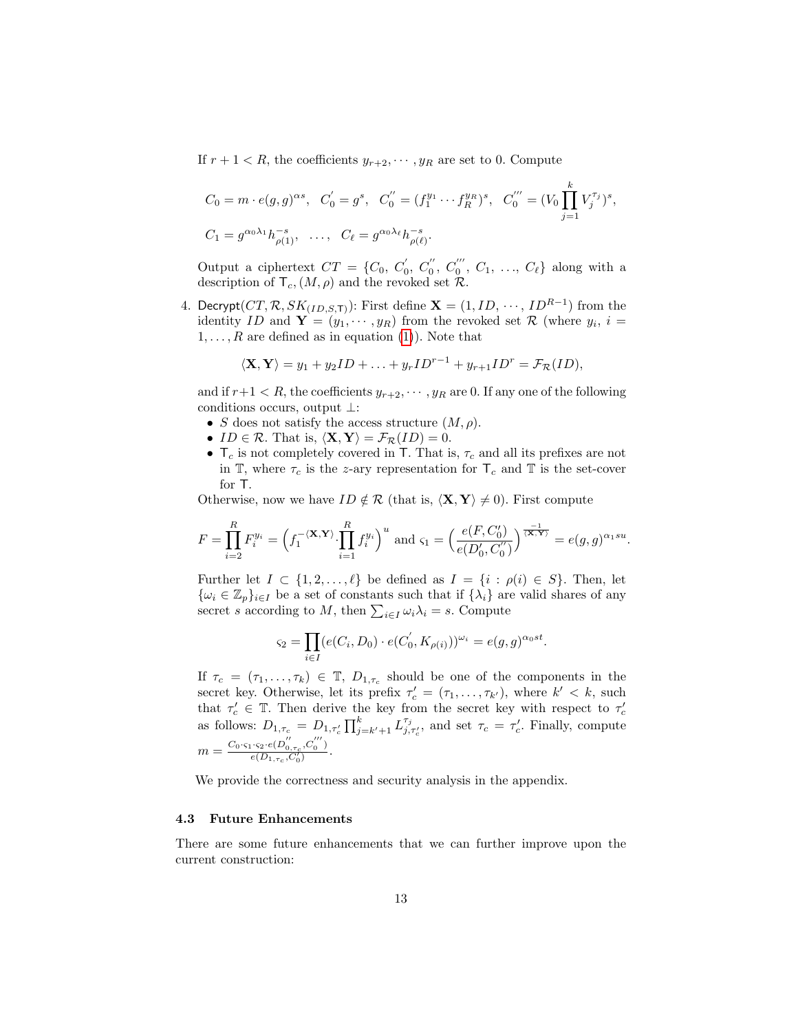If $r + 1 < R$, the coefficients $y_{r+2}, \cdots, y_R$ are set to 0. Compute

$$C_0 = m \cdot e(g,g)^{\alpha s}, \;\; C_0^{'} = g^s, \;\; C_0^{''} = (f_1^{y_1} \cdots f_R^{y_R})^s, \;\; C_0^{'''} = (V_0 \prod_{j=1}^{k} V_j^{\tau_j})^s,$$

$$C_1 = g^{\alpha_0 \lambda_1} h_{\rho(1)}^{-s}, \;\; \ldots, \;\; C_\ell = g^{\alpha_0 \lambda_\ell} h_{\rho(\ell)}^{-s}.$$

Output a ciphertext $CT = \{C_0, \, C_0^{'}, \, C_0^{''}, \, C_0^{'''}, \, C_1, \, \ldots, \, C_\ell\}$ along with a description of $\mathsf{T}_c, (M, \rho)$ and the revoked set $\mathcal{R}$.

4. $\mathsf{Decrypt}(CT, \mathcal{R}, SK_{(ID,S,\mathsf{T})})$: First define $\mathbf{X} = (1, ID, \cdots, ID^{R-1})$ from the identity $ID$ and $\mathbf{Y} = (y_1, \cdots, y_R)$ from the revoked set $\mathcal{R}$ (where $y_i$, $i = 1, \ldots, R$ are defined as in equation (1)). Note that

$$\langle \mathbf{X}, \mathbf{Y} \rangle = y_1 + y_2 ID + \ldots + y_r ID^{r-1} + y_{r+1} ID^r = \mathcal{F}_{\mathcal{R}}(ID),$$

and if $r+1 < R$, the coefficients $y_{r+2}, \cdots, y_R$ are 0. If any one of the following conditions occurs, output $\perp$:
- $S$ does not satisfy the access structure $(M, \rho)$.
- $ID \in \mathcal{R}$. That is, $\langle \mathbf{X}, \mathbf{Y} \rangle = \mathcal{F}_{\mathcal{R}}(ID) = 0$.
- $\mathsf{T}_c$ is not completely covered in $\mathsf{T}$. That is, $\tau_c$ and all its prefixes are not in $\mathbb{T}$, where $\tau_c$ is the $z$-ary representation for $\mathsf{T}_c$ and $\mathbb{T}$ is the set-cover for $\mathsf{T}$.

Otherwise, now we have $ID \notin \mathcal{R}$ (that is, $\langle \mathbf{X}, \mathbf{Y} \rangle \neq 0$). First compute

$$F = \prod_{i=2}^{R} F_i^{y_i} = \Big( f_1^{-\langle \mathbf{X}, \mathbf{Y} \rangle} \cdot \prod_{i=1}^{R} f_i^{y_i} \Big)^u \text{ and } \varsigma_1 = \Big( \frac{e(F, C_0')}{e(D_0', C_0'')} \Big)^{\frac{-1}{\langle \mathbf{X}, \mathbf{Y} \rangle}} = e(g,g)^{\alpha_1 s u}.$$

Further let $I \subset \{1, 2, \ldots, \ell\}$ be defined as $I = \{i : \rho(i) \in S\}$. Then, let $\{\omega_i \in \mathbb{Z}_p\}_{i \in I}$ be a set of constants such that if $\{\lambda_i\}$ are valid shares of any secret $s$ according to $M$, then $\sum_{i \in I} \omega_i \lambda_i = s$. Compute

$$\varsigma_2 = \prod_{i \in I} (e(C_i, D_0) \cdot e(C_0^{'}, K_{\rho(i)}))^{\omega_i} = e(g,g)^{\alpha_0 s t}.$$

If $\tau_c = (\tau_1, \ldots, \tau_k) \in \mathbb{T}$, $D_{1,\tau_c}$ should be one of the components in the secret key. Otherwise, let its prefix $\tau_c' = (\tau_1, \ldots, \tau_{k'})$, where $k' < k$, such that $\tau_c' \in \mathbb{T}$. Then derive the key from the secret key with respect to $\tau_c'$ as follows: $D_{1,\tau_c} = D_{1,\tau_c'} \prod_{j=k'+1}^{k} L_{j,\tau_c'}^{\tau_j}$, and set $\tau_c = \tau_c'$. Finally, compute $m = \frac{C_0 \cdot \varsigma_1 \cdot \varsigma_2 \cdot e(D_{0,\tau_c}^{''}, C_0^{'''})}{e(D_{1,\tau_c}, C_0^{'})}$.

We provide the correctness and security analysis in the appendix.

### 4.3 Future Enhancements

There are some future enhancements that we can further improve upon the current construction: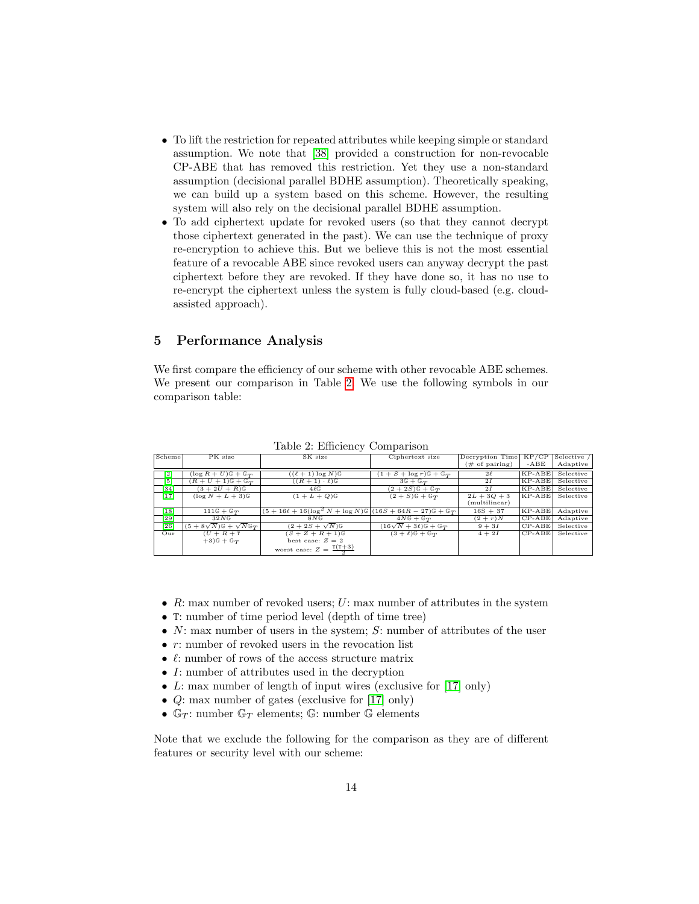- To lift the restriction for repeated attributes while keeping simple or standard assumption. We note that [38] provided a construction for non-revocable CP-ABE that has removed this restriction. Yet they use a non-standard assumption (decisional parallel BDHE assumption). Theoretically speaking, we can build up a system based on this scheme. However, the resulting system will also rely on the decisional parallel BDHE assumption.
- To add ciphertext update for revoked users (so that they cannot decrypt those ciphertext generated in the past). We can use the technique of proxy re-encryption to achieve this. But we believe this is not the most essential feature of a revocable ABE since revoked users can anyway decrypt the past ciphertext before they are revoked. If they have done so, it has no use to re-encrypt the ciphertext unless the system is fully cloud-based (e.g. cloud-assisted approach).

## 5 Performance Analysis

We first compare the efficiency of our scheme with other revocable ABE schemes. We present our comparison in Table 2. We use the following symbols in our comparison table:

Table 2: Efficiency Comparison

| Scheme | PK size | SK size | Ciphertext size | Decryption Time (# of pairing) | KP/CP -ABE | Selective / Adaptive |
|---|---|---|---|---|---|---|
| [2] | $(\log R + U)\mathbb{G} + \mathbb{G}_T$ | $((\ell+1)\log N)\mathbb{G}$ | $(1 + S + \log r)\mathbb{G} + \mathbb{G}_T$ | $2\ell$ | KP-ABE | Selective |
| [5] | $(R + U + 1)\mathbb{G} + \mathbb{G}_T$ | $((R+1)\cdot\ell)\mathbb{G}$ | $3\mathbb{G} + \mathbb{G}_T$ | $2I$ | KP-ABE | Selective |
| [34] | $(3 + 2U + R)\mathbb{G}$ | $4\ell\mathbb{G}$ | $(2 + 2S)\mathbb{G} + \mathbb{G}_T$ | $2I$ | KP-ABE | Selective |
| [17] | $(\log N + L + 3)\mathbb{G}$ | $(1 + L + Q)\mathbb{G}$ | $(2 + S)\mathbb{G} + \mathbb{G}_T$ | $2L + 3Q + 3$ (multilinear) | KP-ABE | Selective |
| [18] | $111\mathbb{G} + \mathbb{G}_T$ | $(5 + 16\ell + 16(\log^2 N + \log N)\mathbb{G}$ | $(16S + 64R - 27)\mathbb{G} + \mathbb{G}_T$ | $16S + 37$ | KP-ABE | Adaptive |
| [29] | $32N\mathbb{G}$ | $8N\mathbb{G}$ | $4N\mathbb{G} + \mathbb{G}_T$ | $(2 + r)N$ | CP-ABE | Adaptive |
| [26] | $(5 + 8\sqrt{N})\mathbb{G} + \sqrt{N}\mathbb{G}_T$ | $(2 + 2S + \sqrt{N})\mathbb{G}$ | $(16\sqrt{N} + 3\ell)\mathbb{G} + \mathbb{G}_T$ | $9 + 3I$ | CP-ABE | Selective |
| Our | $(U + R + \mathtt{T} + 3)\mathbb{G} + \mathbb{G}_T$ | $(S + Z + R + 1)\mathbb{G}$ best case: $Z = 2$ worst case: $Z = \frac{\mathtt{T}(\mathtt{T}+3)}{2}$ | $(3 + \ell)\mathbb{G} + \mathbb{G}_T$ | $4 + 2I$ | CP-ABE | Selective |

- $R$: max number of revoked users; $U$: max number of attributes in the system
- $\mathtt{T}$: number of time period level (depth of time tree)
- $N$: max number of users in the system; $S$: number of attributes of the user
- $r$: number of revoked users in the revocation list
- $\ell$: number of rows of the access structure matrix
- $I$: number of attributes used in the decryption
- $L$: max number of length of input wires (exclusive for [17] only)
- $Q$: max number of gates (exclusive for [17] only)
- $\mathbb{G}_T$: number $\mathbb{G}_T$ elements; $\mathbb{G}$: number $\mathbb{G}$ elements

Note that we exclude the following for the comparison as they are of different features or security level with our scheme: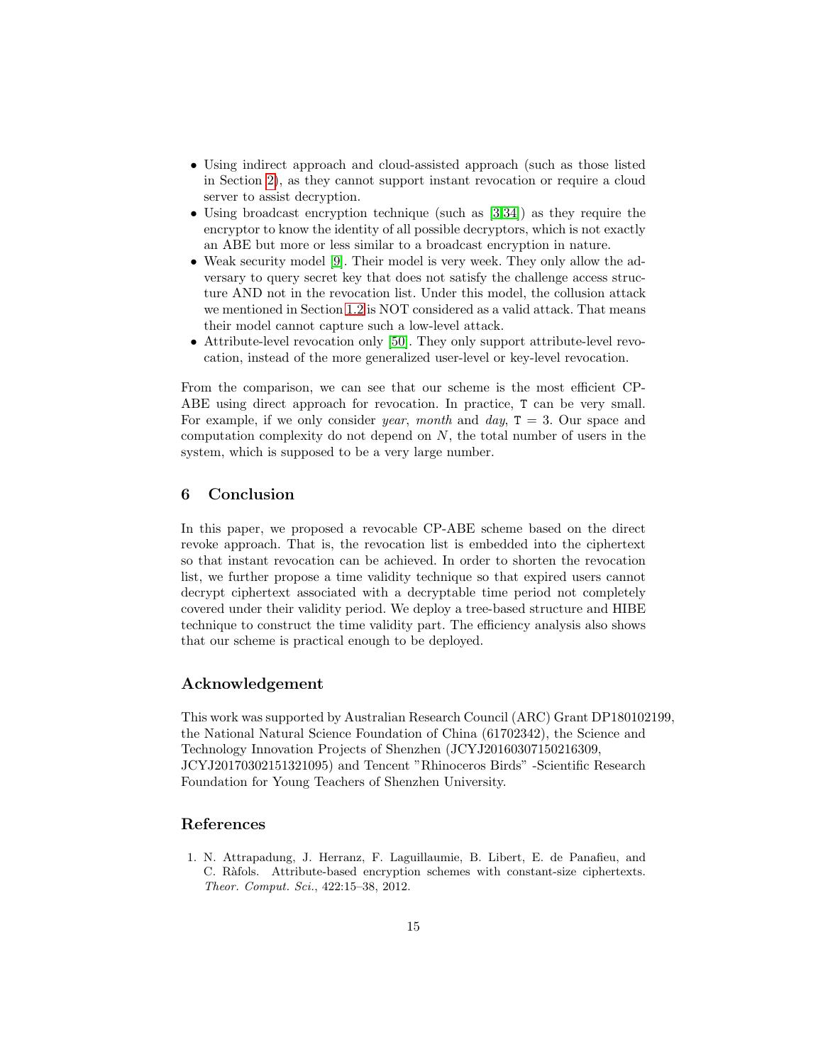- Using indirect approach and cloud-assisted approach (such as those listed in Section 2), as they cannot support instant revocation or require a cloud server to assist decryption.
- Using broadcast encryption technique (such as [3,34]) as they require the encryptor to know the identity of all possible decryptors, which is not exactly an ABE but more or less similar to a broadcast encryption in nature.
- Weak security model [9]. Their model is very week. They only allow the adversary to query secret key that does not satisfy the challenge access structure AND not in the revocation list. Under this model, the collusion attack we mentioned in Section 1.2 is NOT considered as a valid attack. That means their model cannot capture such a low-level attack.
- Attribute-level revocation only [50]. They only support attribute-level revocation, instead of the more generalized user-level or key-level revocation.

From the comparison, we can see that our scheme is the most efficient CP-ABE using direct approach for revocation. In practice, $\mathtt{T}$ can be very small. For example, if we only consider *year*, *month* and *day*, $\mathtt{T} = 3$. Our space and computation complexity do not depend on $N$, the total number of users in the system, which is supposed to be a very large number.

## 6 Conclusion

In this paper, we proposed a revocable CP-ABE scheme based on the direct revoke approach. That is, the revocation list is embedded into the ciphertext so that instant revocation can be achieved. In order to shorten the revocation list, we further propose a time validity technique so that expired users cannot decrypt ciphertext associated with a decryptable time period not completely covered under their validity period. We deploy a tree-based structure and HIBE technique to construct the time validity part. The efficiency analysis also shows that our scheme is practical enough to be deployed.

## Acknowledgement

This work was supported by Australian Research Council (ARC) Grant DP180102199, the National Natural Science Foundation of China (61702342), the Science and Technology Innovation Projects of Shenzhen (JCYJ20160307150216309, JCYJ20170302151321095) and Tencent "Rhinoceros Birds" -Scientific Research Foundation for Young Teachers of Shenzhen University.

## References

1. N. Attrapadung, J. Herranz, F. Laguillaumie, B. Libert, E. de Panafieu, and C. Ràfols. Attribute-based encryption schemes with constant-size ciphertexts. *Theor. Comput. Sci.*, 422:15–38, 2012.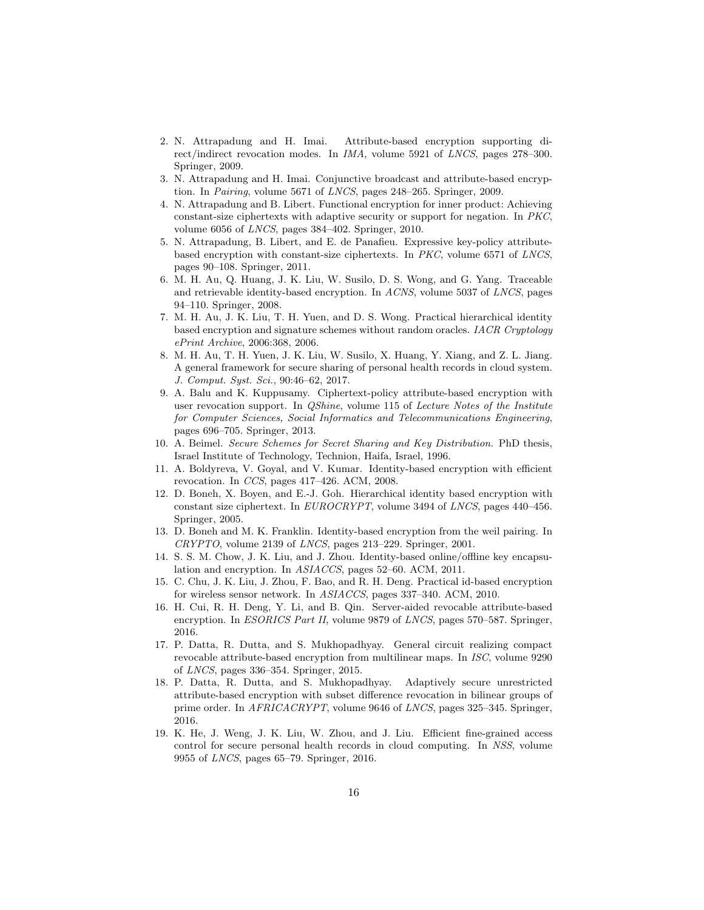2. N. Attrapadung and H. Imai. Attribute-based encryption supporting direct/indirect revocation modes. In *IMA*, volume 5921 of *LNCS*, pages 278–300. Springer, 2009.
3. N. Attrapadung and H. Imai. Conjunctive broadcast and attribute-based encryption. In *Pairing*, volume 5671 of *LNCS*, pages 248–265. Springer, 2009.
4. N. Attrapadung and B. Libert. Functional encryption for inner product: Achieving constant-size ciphertexts with adaptive security or support for negation. In *PKC*, volume 6056 of *LNCS*, pages 384–402. Springer, 2010.
5. N. Attrapadung, B. Libert, and E. de Panafieu. Expressive key-policy attribute-based encryption with constant-size ciphertexts. In *PKC*, volume 6571 of *LNCS*, pages 90–108. Springer, 2011.
6. M. H. Au, Q. Huang, J. K. Liu, W. Susilo, D. S. Wong, and G. Yang. Traceable and retrievable identity-based encryption. In *ACNS*, volume 5037 of *LNCS*, pages 94–110. Springer, 2008.
7. M. H. Au, J. K. Liu, T. H. Yuen, and D. S. Wong. Practical hierarchical identity based encryption and signature schemes without random oracles. *IACR Cryptology ePrint Archive*, 2006:368, 2006.
8. M. H. Au, T. H. Yuen, J. K. Liu, W. Susilo, X. Huang, Y. Xiang, and Z. L. Jiang. A general framework for secure sharing of personal health records in cloud system. *J. Comput. Syst. Sci.*, 90:46–62, 2017.
9. A. Balu and K. Kuppusamy. Ciphertext-policy attribute-based encryption with user revocation support. In *QShine*, volume 115 of *Lecture Notes of the Institute for Computer Sciences, Social Informatics and Telecommunications Engineering*, pages 696–705. Springer, 2013.
10. A. Beimel. *Secure Schemes for Secret Sharing and Key Distribution*. PhD thesis, Israel Institute of Technology, Technion, Haifa, Israel, 1996.
11. A. Boldyreva, V. Goyal, and V. Kumar. Identity-based encryption with efficient revocation. In *CCS*, pages 417–426. ACM, 2008.
12. D. Boneh, X. Boyen, and E.-J. Goh. Hierarchical identity based encryption with constant size ciphertext. In *EUROCRYPT*, volume 3494 of *LNCS*, pages 440–456. Springer, 2005.
13. D. Boneh and M. K. Franklin. Identity-based encryption from the weil pairing. In *CRYPTO*, volume 2139 of *LNCS*, pages 213–229. Springer, 2001.
14. S. S. M. Chow, J. K. Liu, and J. Zhou. Identity-based online/offline key encapsulation and encryption. In *ASIACCS*, pages 52–60. ACM, 2011.
15. C. Chu, J. K. Liu, J. Zhou, F. Bao, and R. H. Deng. Practical id-based encryption for wireless sensor network. In *ASIACCS*, pages 337–340. ACM, 2010.
16. H. Cui, R. H. Deng, Y. Li, and B. Qin. Server-aided revocable attribute-based encryption. In *ESORICS Part II*, volume 9879 of *LNCS*, pages 570–587. Springer, 2016.
17. P. Datta, R. Dutta, and S. Mukhopadhyay. General circuit realizing compact revocable attribute-based encryption from multilinear maps. In *ISC*, volume 9290 of *LNCS*, pages 336–354. Springer, 2015.
18. P. Datta, R. Dutta, and S. Mukhopadhyay. Adaptively secure unrestricted attribute-based encryption with subset difference revocation in bilinear groups of prime order. In *AFRICACRYPT*, volume 9646 of *LNCS*, pages 325–345. Springer, 2016.
19. K. He, J. Weng, J. K. Liu, W. Zhou, and J. Liu. Efficient fine-grained access control for secure personal health records in cloud computing. In *NSS*, volume 9955 of *LNCS*, pages 65–79. Springer, 2016.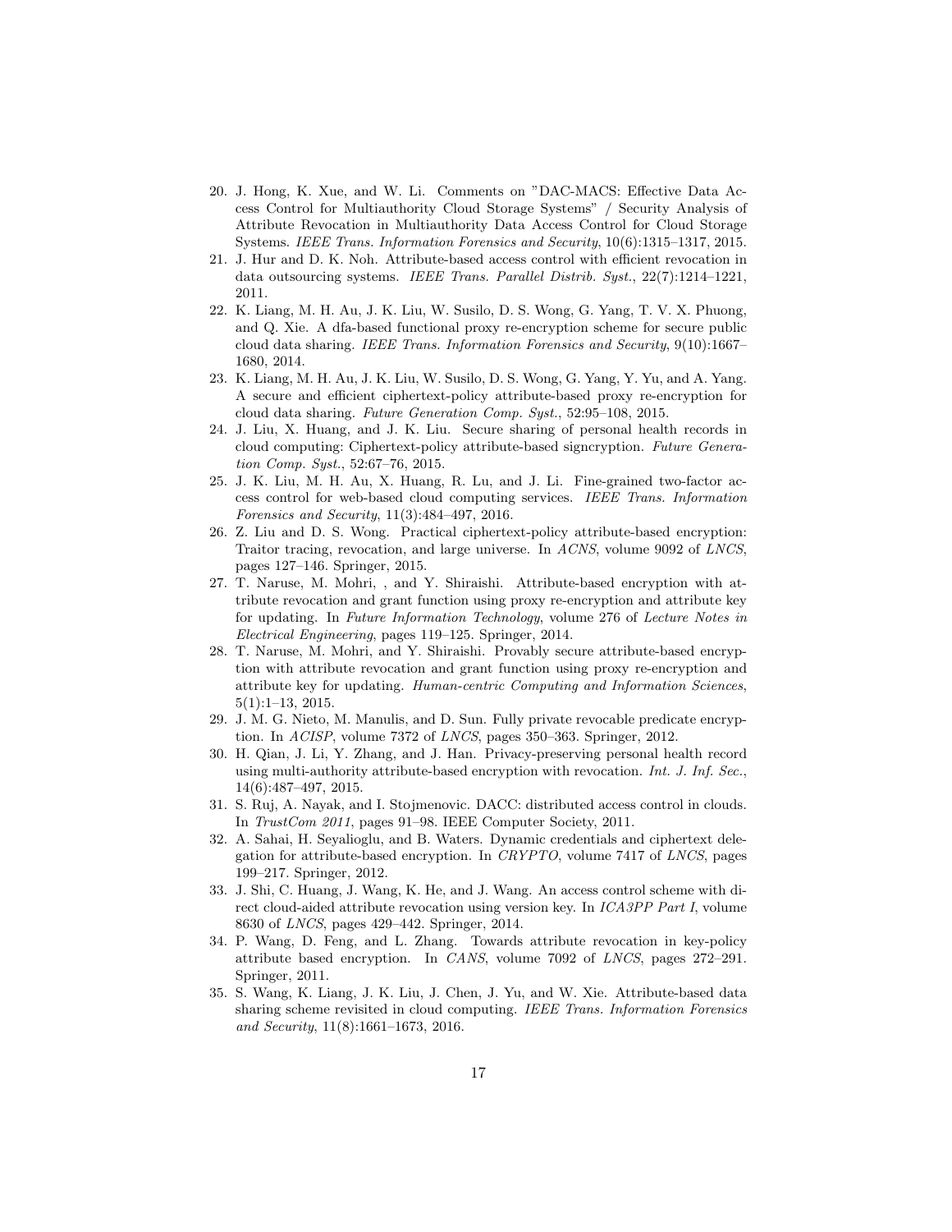20. J. Hong, K. Xue, and W. Li. Comments on "DAC-MACS: Effective Data Access Control for Multiauthority Cloud Storage Systems" / Security Analysis of Attribute Revocation in Multiauthority Data Access Control for Cloud Storage Systems. *IEEE Trans. Information Forensics and Security*, 10(6):1315–1317, 2015.
21. J. Hur and D. K. Noh. Attribute-based access control with efficient revocation in data outsourcing systems. *IEEE Trans. Parallel Distrib. Syst.*, 22(7):1214–1221, 2011.
22. K. Liang, M. H. Au, J. K. Liu, W. Susilo, D. S. Wong, G. Yang, T. V. X. Phuong, and Q. Xie. A dfa-based functional proxy re-encryption scheme for secure public cloud data sharing. *IEEE Trans. Information Forensics and Security*, 9(10):1667–1680, 2014.
23. K. Liang, M. H. Au, J. K. Liu, W. Susilo, D. S. Wong, G. Yang, Y. Yu, and A. Yang. A secure and efficient ciphertext-policy attribute-based proxy re-encryption for cloud data sharing. *Future Generation Comp. Syst.*, 52:95–108, 2015.
24. J. Liu, X. Huang, and J. K. Liu. Secure sharing of personal health records in cloud computing: Ciphertext-policy attribute-based signcryption. *Future Generation Comp. Syst.*, 52:67–76, 2015.
25. J. K. Liu, M. H. Au, X. Huang, R. Lu, and J. Li. Fine-grained two-factor access control for web-based cloud computing services. *IEEE Trans. Information Forensics and Security*, 11(3):484–497, 2016.
26. Z. Liu and D. S. Wong. Practical ciphertext-policy attribute-based encryption: Traitor tracing, revocation, and large universe. In *ACNS*, volume 9092 of *LNCS*, pages 127–146. Springer, 2015.
27. T. Naruse, M. Mohri, , and Y. Shiraishi. Attribute-based encryption with attribute revocation and grant function using proxy re-encryption and attribute key for updating. In *Future Information Technology*, volume 276 of *Lecture Notes in Electrical Engineering*, pages 119–125. Springer, 2014.
28. T. Naruse, M. Mohri, and Y. Shiraishi. Provably secure attribute-based encryption with attribute revocation and grant function using proxy re-encryption and attribute key for updating. *Human-centric Computing and Information Sciences*, 5(1):1–13, 2015.
29. J. M. G. Nieto, M. Manulis, and D. Sun. Fully private revocable predicate encryption. In *ACISP*, volume 7372 of *LNCS*, pages 350–363. Springer, 2012.
30. H. Qian, J. Li, Y. Zhang, and J. Han. Privacy-preserving personal health record using multi-authority attribute-based encryption with revocation. *Int. J. Inf. Sec.*, 14(6):487–497, 2015.
31. S. Ruj, A. Nayak, and I. Stojmenovic. DACC: distributed access control in clouds. In *TrustCom 2011*, pages 91–98. IEEE Computer Society, 2011.
32. A. Sahai, H. Seyalioglu, and B. Waters. Dynamic credentials and ciphertext delegation for attribute-based encryption. In *CRYPTO*, volume 7417 of *LNCS*, pages 199–217. Springer, 2012.
33. J. Shi, C. Huang, J. Wang, K. He, and J. Wang. An access control scheme with direct cloud-aided attribute revocation using version key. In *ICA3PP Part I*, volume 8630 of *LNCS*, pages 429–442. Springer, 2014.
34. P. Wang, D. Feng, and L. Zhang. Towards attribute revocation in key-policy attribute based encryption. In *CANS*, volume 7092 of *LNCS*, pages 272–291. Springer, 2011.
35. S. Wang, K. Liang, J. K. Liu, J. Chen, J. Yu, and W. Xie. Attribute-based data sharing scheme revisited in cloud computing. *IEEE Trans. Information Forensics and Security*, 11(8):1661–1673, 2016.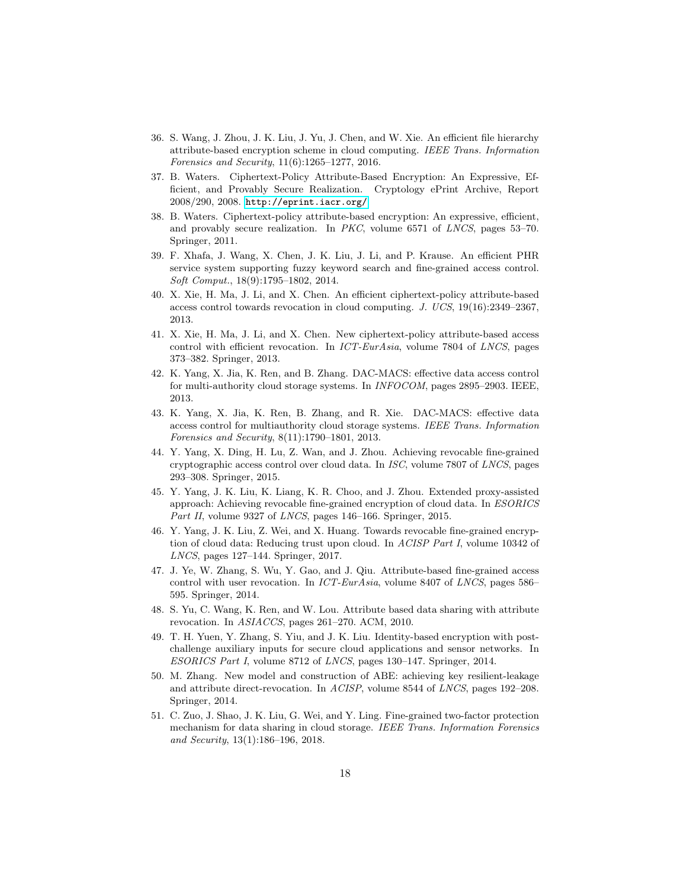36. S. Wang, J. Zhou, J. K. Liu, J. Yu, J. Chen, and W. Xie. An efficient file hierarchy attribute-based encryption scheme in cloud computing. *IEEE Trans. Information Forensics and Security*, 11(6):1265–1277, 2016.
37. B. Waters. Ciphertext-Policy Attribute-Based Encryption: An Expressive, Efficient, and Provably Secure Realization. Cryptology ePrint Archive, Report 2008/290, 2008. http://eprint.iacr.org/
38. B. Waters. Ciphertext-policy attribute-based encryption: An expressive, efficient, and provably secure realization. In *PKC*, volume 6571 of *LNCS*, pages 53–70. Springer, 2011.
39. F. Xhafa, J. Wang, X. Chen, J. K. Liu, J. Li, and P. Krause. An efficient PHR service system supporting fuzzy keyword search and fine-grained access control. *Soft Comput.*, 18(9):1795–1802, 2014.
40. X. Xie, H. Ma, J. Li, and X. Chen. An efficient ciphertext-policy attribute-based access control towards revocation in cloud computing. *J. UCS*, 19(16):2349–2367, 2013.
41. X. Xie, H. Ma, J. Li, and X. Chen. New ciphertext-policy attribute-based access control with efficient revocation. In *ICT-EurAsia*, volume 7804 of *LNCS*, pages 373–382. Springer, 2013.
42. K. Yang, X. Jia, K. Ren, and B. Zhang. DAC-MACS: effective data access control for multi-authority cloud storage systems. In *INFOCOM*, pages 2895–2903. IEEE, 2013.
43. K. Yang, X. Jia, K. Ren, B. Zhang, and R. Xie. DAC-MACS: effective data access control for multiauthority cloud storage systems. *IEEE Trans. Information Forensics and Security*, 8(11):1790–1801, 2013.
44. Y. Yang, X. Ding, H. Lu, Z. Wan, and J. Zhou. Achieving revocable fine-grained cryptographic access control over cloud data. In *ISC*, volume 7807 of *LNCS*, pages 293–308. Springer, 2015.
45. Y. Yang, J. K. Liu, K. Liang, K. R. Choo, and J. Zhou. Extended proxy-assisted approach: Achieving revocable fine-grained encryption of cloud data. In *ESORICS Part II*, volume 9327 of *LNCS*, pages 146–166. Springer, 2015.
46. Y. Yang, J. K. Liu, Z. Wei, and X. Huang. Towards revocable fine-grained encryption of cloud data: Reducing trust upon cloud. In *ACISP Part I*, volume 10342 of *LNCS*, pages 127–144. Springer, 2017.
47. J. Ye, W. Zhang, S. Wu, Y. Gao, and J. Qiu. Attribute-based fine-grained access control with user revocation. In *ICT-EurAsia*, volume 8407 of *LNCS*, pages 586–595. Springer, 2014.
48. S. Yu, C. Wang, K. Ren, and W. Lou. Attribute based data sharing with attribute revocation. In *ASIACCS*, pages 261–270. ACM, 2010.
49. T. H. Yuen, Y. Zhang, S. Yiu, and J. K. Liu. Identity-based encryption with post-challenge auxiliary inputs for secure cloud applications and sensor networks. In *ESORICS Part I*, volume 8712 of *LNCS*, pages 130–147. Springer, 2014.
50. M. Zhang. New model and construction of ABE: achieving key resilient-leakage and attribute direct-revocation. In *ACISP*, volume 8544 of *LNCS*, pages 192–208. Springer, 2014.
51. C. Zuo, J. Shao, J. K. Liu, G. Wei, and Y. Ling. Fine-grained two-factor protection mechanism for data sharing in cloud storage. *IEEE Trans. Information Forensics and Security*, 13(1):186–196, 2018.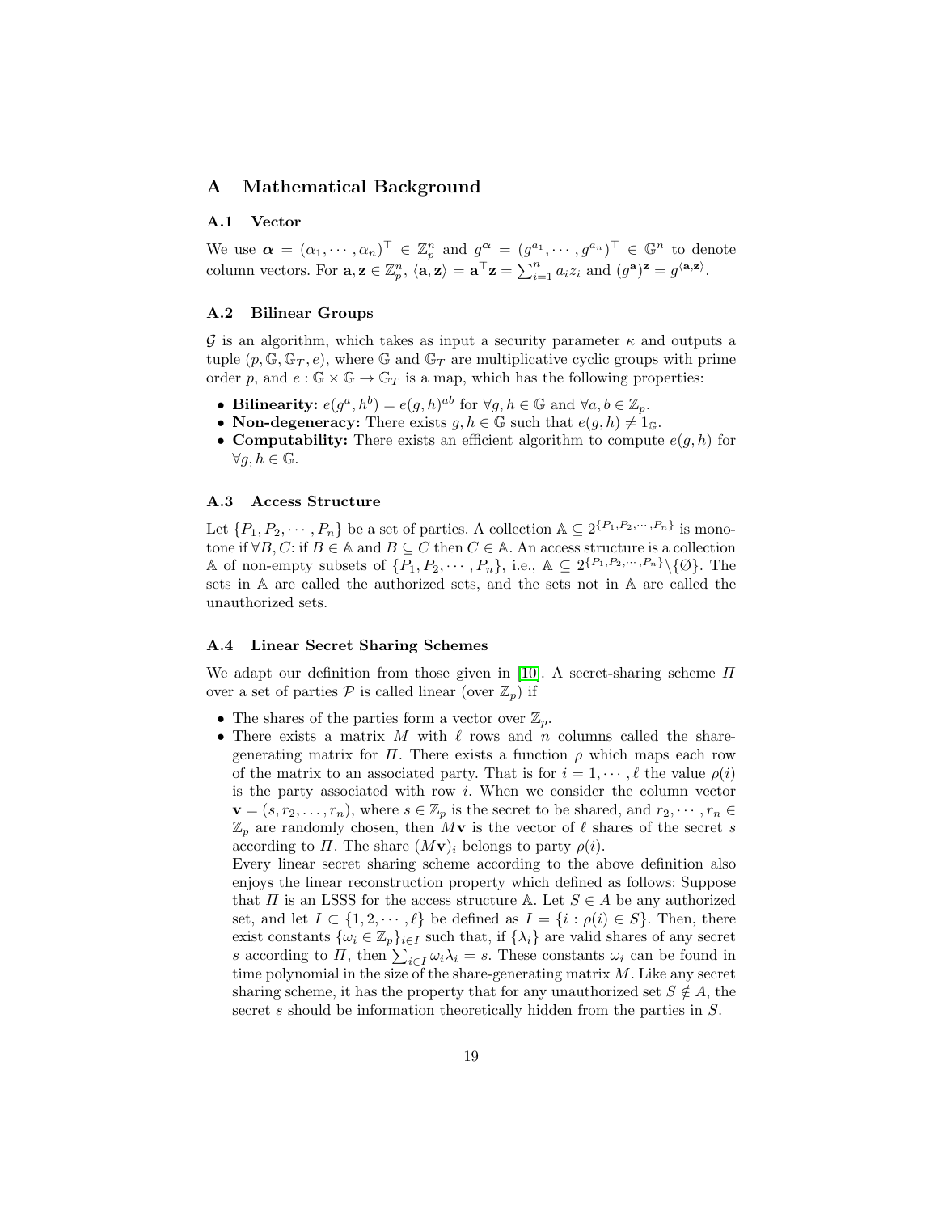# A Mathematical Background

## A.1 Vector

We use $\boldsymbol{\alpha} = (\alpha_1, \cdots, \alpha_n)^\top \in \mathbb{Z}_p^n$ and $g^{\boldsymbol{\alpha}} = (g^{a_1}, \cdots, g^{a_n})^\top \in \mathbb{G}^n$ to denote column vectors. For $\mathbf{a}, \mathbf{z} \in \mathbb{Z}_p^n$, $\langle \mathbf{a}, \mathbf{z} \rangle = \mathbf{a}^\top \mathbf{z} = \sum_{i=1}^n a_i z_i$ and $(g^{\mathbf{a}})^{\mathbf{z}} = g^{\langle \mathbf{a}, \mathbf{z} \rangle}$.

## A.2 Bilinear Groups

$\mathcal{G}$ is an algorithm, which takes as input a security parameter $\kappa$ and outputs a tuple $(p, \mathbb{G}, \mathbb{G}_T, e)$, where $\mathbb{G}$ and $\mathbb{G}_T$ are multiplicative cyclic groups with prime order $p$, and $e : \mathbb{G} \times \mathbb{G} \to \mathbb{G}_T$ is a map, which has the following properties:

- **Bilinearity:** $e(g^a, h^b) = e(g, h)^{ab}$ for $\forall g, h \in \mathbb{G}$ and $\forall a, b \in \mathbb{Z}_p$.
- **Non-degeneracy:** There exists $g, h \in \mathbb{G}$ such that $e(g, h) \neq 1_{\mathbb{G}}$.
- **Computability:** There exists an efficient algorithm to compute $e(g, h)$ for $\forall g, h \in \mathbb{G}$.

## A.3 Access Structure

Let $\{P_1, P_2, \cdots, P_n\}$ be a set of parties. A collection $\mathbb{A} \subseteq 2^{\{P_1, P_2, \cdots, P_n\}}$ is monotone if $\forall B, C$: if $B \in \mathbb{A}$ and $B \subseteq C$ then $C \in \mathbb{A}$. An access structure is a collection $\mathbb{A}$ of non-empty subsets of $\{P_1, P_2, \cdots, P_n\}$, i.e., $\mathbb{A} \subseteq 2^{\{P_1, P_2, \cdots, P_n\}} \backslash \{\emptyset\}$. The sets in $\mathbb{A}$ are called the authorized sets, and the sets not in $\mathbb{A}$ are called the unauthorized sets.

## A.4 Linear Secret Sharing Schemes

We adapt our definition from those given in [10]. A secret-sharing scheme $\Pi$ over a set of parties $\mathcal{P}$ is called linear (over $\mathbb{Z}_p$) if

- The shares of the parties form a vector over $\mathbb{Z}_p$.
- There exists a matrix $M$ with $\ell$ rows and $n$ columns called the share-generating matrix for $\Pi$. There exists a function $\rho$ which maps each row of the matrix to an associated party. That is for $i = 1, \cdots, \ell$ the value $\rho(i)$ is the party associated with row $i$. When we consider the column vector $\mathbf{v} = (s, r_2, \ldots, r_n)$, where $s \in \mathbb{Z}_p$ is the secret to be shared, and $r_2, \cdots, r_n \in \mathbb{Z}_p$ are randomly chosen, then $M\mathbf{v}$ is the vector of $\ell$ shares of the secret $s$ according to $\Pi$. The share $(M\mathbf{v})_i$ belongs to party $\rho(i)$.

  Every linear secret sharing scheme according to the above definition also enjoys the linear reconstruction property which defined as follows: Suppose that $\Pi$ is an LSSS for the access structure $\mathbb{A}$. Let $S \in A$ be any authorized set, and let $I \subset \{1, 2, \cdots, \ell\}$ be defined as $I = \{i : \rho(i) \in S\}$. Then, there exist constants $\{\omega_i \in \mathbb{Z}_p\}_{i \in I}$ such that, if $\{\lambda_i\}$ are valid shares of any secret $s$ according to $\Pi$, then $\sum_{i \in I} \omega_i \lambda_i = s$. These constants $\omega_i$ can be found in time polynomial in the size of the share-generating matrix $M$. Like any secret sharing scheme, it has the property that for any unauthorized set $S \notin A$, the secret $s$ should be information theoretically hidden from the parties in $S$.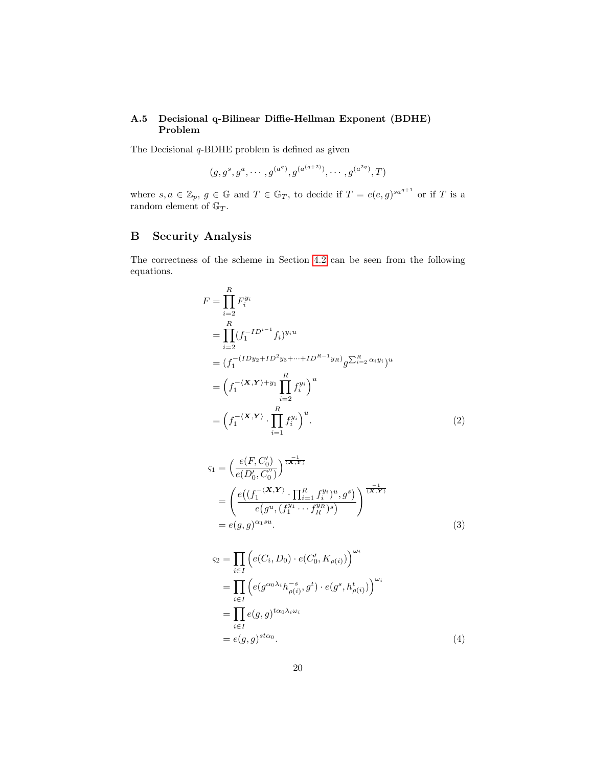### A.5 Decisional q-Bilinear Diffie-Hellman Exponent (BDHE) Problem

The Decisional $q$-BDHE problem is defined as given

$$(g, g^s, g^a, \cdots, g^{(a^q)}, g^{(a^{(q+2)})}, \cdots, g^{(a^{2q})}, T)$$

where $s, a \in \mathbb{Z}_p$, $g \in \mathbb{G}$ and $T \in \mathbb{G}_T$, to decide if $T = e(e,g)^{sa^{q+1}}$ or if $T$ is a random element of $\mathbb{G}_T$.

## B Security Analysis

The correctness of the scheme in Section 4.2 can be seen from the following equations.

$$\begin{aligned}
F &= \prod_{i=2}^{R} F_i^{y_i} \\
&= \prod_{i=2}^{R} (f_1^{-ID^{i-1}} f_i)^{y_i u} \\
&= (f_1^{-(IDy_2 + ID^2 y_3 + \cdots + ID^{R-1} y_R)} g^{\sum_{i=2}^{R} \alpha_i y_i})^u \\
&= \Big( f_1^{-\langle \boldsymbol{X}, \boldsymbol{Y} \rangle + y_1} \prod_{i=2}^{R} f_i^{y_i} \Big)^u \\
&= \Big( f_1^{-\langle \boldsymbol{X}, \boldsymbol{Y} \rangle} \cdot \prod_{i=1}^{R} f_i^{y_i} \Big)^u .
\end{aligned} \tag{2}$$

$$\begin{aligned}
\varsigma_1 &= \Big( \frac{e(F, C_0')}{e(D_0', C_0'')} \Big)^{\frac{-1}{\langle \boldsymbol{X}, \boldsymbol{Y} \rangle}} \\
&= \left( \frac{e\big( (f_1^{-\langle \boldsymbol{X}, \boldsymbol{Y} \rangle} \cdot \prod_{i=1}^{R} f_i^{y_i})^u, g^s \big)}{e\big( g^u, (f_1^{y_1} \cdots f_R^{y_R})^s \big)} \right)^{\frac{-1}{\langle \boldsymbol{X}, \boldsymbol{Y} \rangle}} \\
&= e(g,g)^{\alpha_1 s u}.
\end{aligned} \tag{3}$$

$$\begin{aligned}
\varsigma_2 &= \prod_{i \in I} \Big( e(C_i, D_0) \cdot e(C_0', K_{\rho(i)}) \Big)^{\omega_i} \\
&= \prod_{i \in I} \Big( e(g^{\alpha_0 \lambda_i} h_{\rho(i)}^{-s}, g^t) \cdot e(g^s, h_{\rho(i)}^t) \Big)^{\omega_i} \\
&= \prod_{i \in I} e(g,g)^{t \alpha_0 \lambda_i \omega_i} \\
&= e(g,g)^{st\alpha_0}.
\end{aligned} \tag{4}$$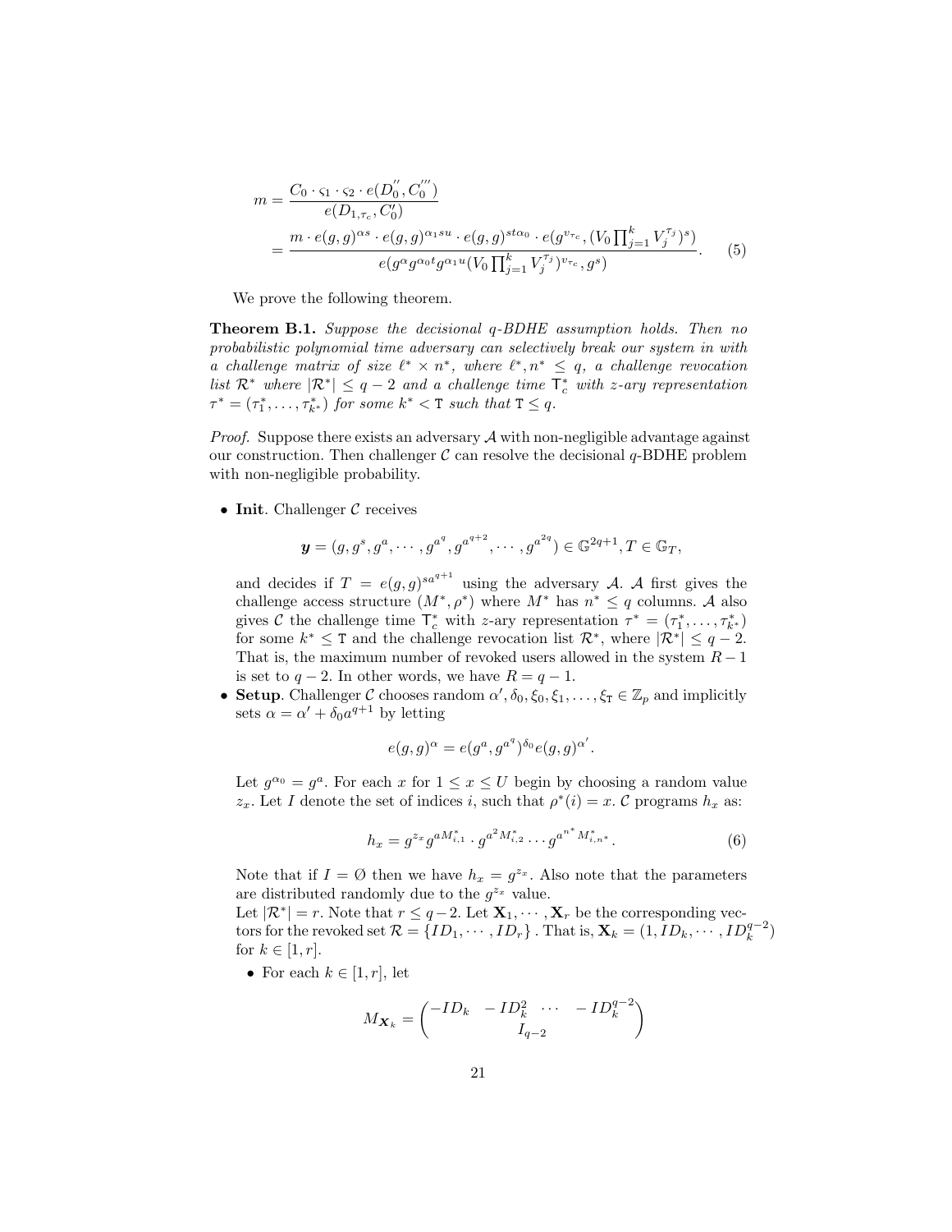$$
\begin{aligned}
m &= \frac{C_0 \cdot \varsigma_1 \cdot \varsigma_2 \cdot e(D_0^{''}, C_0^{'''})}{e(D_{1,\tau_c}, C_0')} \\
&= \frac{m \cdot e(g,g)^{\alpha s} \cdot e(g,g)^{\alpha_1 s u} \cdot e(g,g)^{st\alpha_0} \cdot e(g^{v_{\tau_c}}, (V_0 \prod_{j=1}^{k} V_j^{\tau_j})^s)}{e(g^{\alpha} g^{\alpha_0 t} g^{\alpha_1 u} (V_0 \prod_{j=1}^{k} V_j^{\tau_j})^{v_{\tau_c}}, g^s)}. \qquad (5)
\end{aligned}
$$

We prove the following theorem.

**Theorem B.1.** *Suppose the decisional q-BDHE assumption holds. Then no probabilistic polynomial time adversary can selectively break our system in with a challenge matrix of size $\ell^* \times n^*$, where $\ell^*, n^* \leq q$, a challenge revocation list $\mathcal{R}^*$ where $|\mathcal{R}^*| \leq q-2$ and a challenge time $\mathtt{T}_c^*$ with z-ary representation $\tau^* = (\tau_1^*, \ldots, \tau_{k^*}^*)$ for some $k^* < \mathtt{T}$ such that $\mathtt{T} \leq q$.*

*Proof.* Suppose there exists an adversary $\mathcal{A}$ with non-negligible advantage against our construction. Then challenger $\mathcal{C}$ can resolve the decisional $q$-BDHE problem with non-negligible probability.

- **Init**. Challenger $\mathcal{C}$ receives

$$
\boldsymbol{y} = (g, g^s, g^a, \cdots, g^{a^q}, g^{a^{q+2}}, \cdots, g^{a^{2q}}) \in \mathbb{G}^{2q+1}, T \in \mathbb{G}_T,
$$

and decides if $T = e(g,g)^{sa^{q+1}}$ using the adversary $\mathcal{A}$. $\mathcal{A}$ first gives the challenge access structure $(M^*, \rho^*)$ where $M^*$ has $n^* \leq q$ columns. $\mathcal{A}$ also gives $\mathcal{C}$ the challenge time $\mathtt{T}_c^*$ with $z$-ary representation $\tau^* = (\tau_1^*, \ldots, \tau_{k^*}^*)$ for some $k^* \leq \mathtt{T}$ and the challenge revocation list $\mathcal{R}^*$, where $|\mathcal{R}^*| \leq q-2$. That is, the maximum number of revoked users allowed in the system $R-1$ is set to $q-2$. In other words, we have $R = q-1$.

- **Setup**. Challenger $\mathcal{C}$ chooses random $\alpha', \delta_0, \xi_0, \xi_1, \ldots, \xi_{\mathtt{T}} \in \mathbb{Z}_p$ and implicitly sets $\alpha = \alpha' + \delta_0 a^{q+1}$ by letting

$$
e(g,g)^{\alpha} = e(g^a, g^{a^q})^{\delta_0} e(g,g)^{\alpha'}.
$$

Let $g^{\alpha_0} = g^a$. For each $x$ for $1 \leq x \leq U$ begin by choosing a random value $z_x$. Let $I$ denote the set of indices $i$, such that $\rho^*(i) = x$. $\mathcal{C}$ programs $h_x$ as:

$$
h_x = g^{z_x} g^{aM_{i,1}^*} \cdot g^{a^2 M_{i,2}^*} \cdots g^{a^{n^*} M_{i,n^*}^*}. \qquad (6)
$$

Note that if $I = \emptyset$ then we have $h_x = g^{z_x}$. Also note that the parameters are distributed randomly due to the $g^{z_x}$ value.

Let $|\mathcal{R}^*| = r$. Note that $r \leq q-2$. Let $\mathbf{X}_1, \cdots, \mathbf{X}_r$ be the corresponding vectors for the revoked set $\mathcal{R} = \{ID_1, \cdots, ID_r\}$. That is, $\mathbf{X}_k = (1, ID_k, \cdots, ID_k^{q-2})$ for $k \in [1, r]$.

  - For each $k \in [1, r]$, let

$$
M_{\mathbf{X}_k} = \begin{pmatrix} -ID_k & -ID_k^2 & \cdots & -ID_k^{q-2} \\ & & I_{q-2} & \end{pmatrix}
$$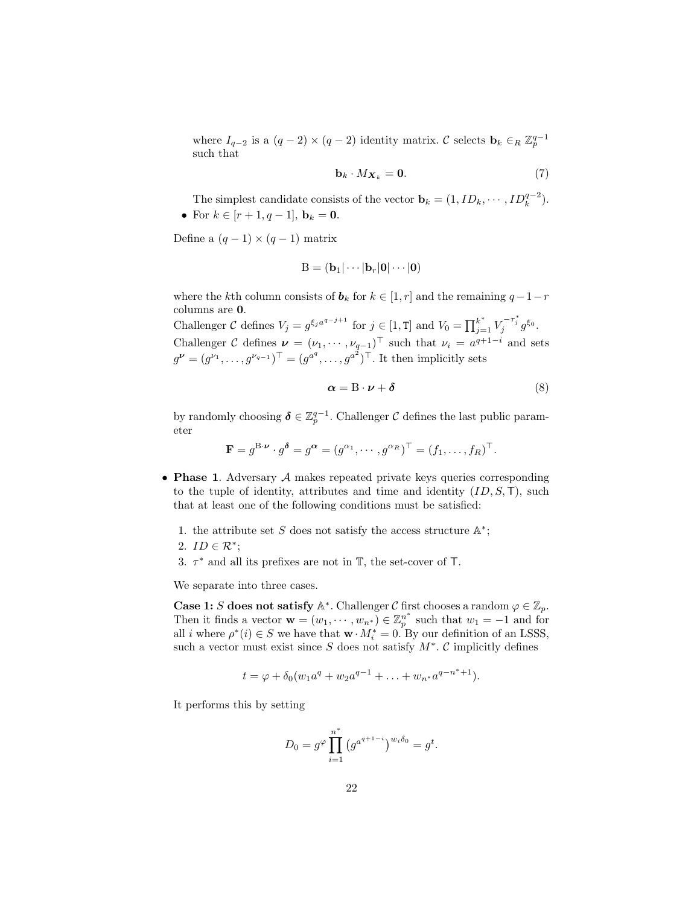where $I_{q-2}$ is a $(q-2) \times (q-2)$ identity matrix. $\mathcal{C}$ selects $\mathbf{b}_k \in_R \mathbb{Z}_p^{q-1}$ such that

$$\mathbf{b}_k \cdot M_{\mathbf{X}_k} = \mathbf{0}. \tag{7}$$

The simplest candidate consists of the vector $\mathbf{b}_k = (1, ID_k, \cdots, ID_k^{q-2})$.

- For $k \in [r+1, q-1]$, $\mathbf{b}_k = \mathbf{0}$.

Define a $(q-1) \times (q-1)$ matrix

$$\mathrm{B} = (\mathbf{b}_1 | \cdots | \mathbf{b}_r | \mathbf{0} | \cdots | \mathbf{0})$$

where the $k$th column consists of $\boldsymbol{b}_k$ for $k \in [1, r]$ and the remaining $q-1-r$ columns are $\mathbf{0}$.
Challenger $\mathcal{C}$ defines $V_j = g^{\xi_j a^{q-j+1}}$ for $j \in [1, \mathtt{T}]$ and $V_0 = \prod_{j=1}^{k^*} V_j^{-\tau_j^*} g^{\xi_0}$.
Challenger $\mathcal{C}$ defines $\boldsymbol{\nu} = (\nu_1, \cdots, \nu_{q-1})^\top$ such that $\nu_i = a^{q+1-i}$ and sets $g^{\boldsymbol{\nu}} = (g^{\nu_1}, \ldots, g^{\nu_{q-1}})^\top = (g^{a^q}, \ldots, g^{a^2})^\top$. It then implicitly sets

$$\boldsymbol{\alpha} = \mathrm{B} \cdot \boldsymbol{\nu} + \boldsymbol{\delta} \tag{8}$$

by randomly choosing $\boldsymbol{\delta} \in \mathbb{Z}_p^{q-1}$. Challenger $\mathcal{C}$ defines the last public parameter

$$\mathbf{F} = g^{\mathrm{B} \cdot \boldsymbol{\nu}} \cdot g^{\boldsymbol{\delta}} = g^{\boldsymbol{\alpha}} = (g^{\alpha_1}, \cdots, g^{\alpha_R})^\top = (f_1, \ldots, f_R)^\top.$$

- **Phase 1**. Adversary $\mathcal{A}$ makes repeated private keys queries corresponding to the tuple of identity, attributes and time and identity $(ID, S, \mathsf{T})$, such that at least one of the following conditions must be satisfied:

  1. the attribute set $S$ does not satisfy the access structure $\mathbb{A}^*$;
  2. $ID \in \mathcal{R}^*$;
  3. $\tau^*$ and all its prefixes are not in $\mathbb{T}$, the set-cover of $\mathsf{T}$.

  We separate into three cases.

  **Case 1: $S$ does not satisfy $\mathbb{A}^*$.** Challenger $\mathcal{C}$ first chooses a random $\varphi \in \mathbb{Z}_p$. Then it finds a vector $\mathbf{w} = (w_1, \cdots, w_{n^*}) \in \mathbb{Z}_p^{n^*}$ such that $w_1 = -1$ and for all $i$ where $\rho^*(i) \in S$ we have that $\mathbf{w} \cdot M_i^* = 0$. By our definition of an LSSS, such a vector must exist since $S$ does not satisfy $M^*$. $\mathcal{C}$ implicitly defines

  $$t = \varphi + \delta_0(w_1 a^q + w_2 a^{q-1} + \ldots + w_{n^*} a^{q-n^*+1}).$$

  It performs this by setting

  $$D_0 = g^{\varphi} \prod_{i=1}^{n^*} \left(g^{a^{q+1-i}}\right)^{w_i \delta_0} = g^t.$$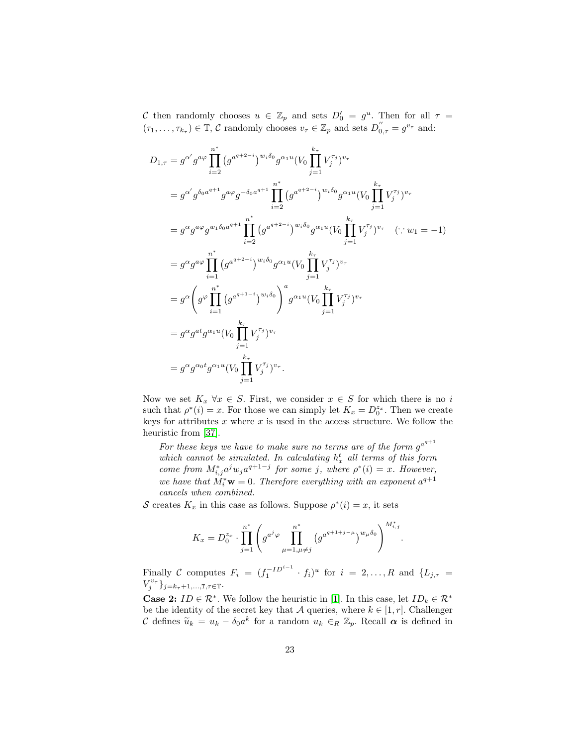$\mathcal{C}$ then randomly chooses $u \in \mathbb{Z}_p$ and sets $D_0' = g^u$. Then for all $\tau = (\tau_1, \ldots, \tau_{k_\tau}) \in \mathbb{T}$, $\mathcal{C}$ randomly chooses $v_\tau \in \mathbb{Z}_p$ and sets $D_{0,\tau}^{''} = g^{v_\tau}$ and:

$$
\begin{aligned}
D_{1,\tau} &= g^{\alpha'} g^{a\varphi} \prod_{i=2}^{n^*} \left(g^{a^{q+2-i}}\right)^{w_i \delta_0} g^{\alpha_1 u} (V_0 \prod_{j=1}^{k_\tau} V_j^{\tau_j})^{v_\tau} \\
&= g^{\alpha'} g^{\delta_0 a^{q+1}} g^{a\varphi} g^{-\delta_0 a^{q+1}} \prod_{i=2}^{n^*} \left(g^{a^{q+2-i}}\right)^{w_i \delta_0} g^{\alpha_1 u} (V_0 \prod_{j=1}^{k_\tau} V_j^{\tau_j})^{v_\tau} \\
&= g^{\alpha} g^{a\varphi} g^{w_1 \delta_0 a^{q+1}} \prod_{i=2}^{n^*} \left(g^{a^{q+2-i}}\right)^{w_i \delta_0} g^{\alpha_1 u} (V_0 \prod_{j=1}^{k_\tau} V_j^{\tau_j})^{v_\tau} \quad (\because w_1 = -1) \\
&= g^{\alpha} g^{a\varphi} \prod_{i=1}^{n^*} \left(g^{a^{q+2-i}}\right)^{w_i \delta_0} g^{\alpha_1 u} (V_0 \prod_{j=1}^{k_\tau} V_j^{\tau_j})^{v_\tau} \\
&= g^{\alpha} \left( g^{\varphi} \prod_{i=1}^{n^*} \left(g^{a^{q+1-i}}\right)^{w_i \delta_0} \right)^a g^{\alpha_1 u} (V_0 \prod_{j=1}^{k_\tau} V_j^{\tau_j})^{v_\tau} \\
&= g^{\alpha} g^{at} g^{\alpha_1 u} (V_0 \prod_{j=1}^{k_\tau} V_j^{\tau_j})^{v_\tau} \\
&= g^{\alpha} g^{\alpha_0 t} g^{\alpha_1 u} (V_0 \prod_{j=1}^{k_\tau} V_j^{\tau_j})^{v_\tau}.
\end{aligned}
$$

Now we set $K_x$ $\forall x \in S$. First, we consider $x \in S$ for which there is no $i$ such that $\rho^*(i) = x$. For those we can simply let $K_x = D_0^{z_x}$. Then we create keys for attributes $x$ where $x$ is used in the access structure. We follow the heuristic from [37].

> *For these keys we have to make sure no terms are of the form $g^{a^{q+1}}$ which cannot be simulated. In calculating $h_x^t$ all terms of this form come from $M_{i,j}^* a^j w_j a^{q+1-j}$ for some $j$, where $\rho^*(i) = x$. However, we have that $M_i^* \mathbf{w} = 0$. Therefore everything with an exponent $a^{q+1}$ cancels when combined.*

$\mathcal{S}$ creates $K_x$ in this case as follows. Suppose $\rho^*(i) = x$, it sets

$$
K_x = D_0^{z_x} \cdot \prod_{j=1}^{n^*} \left( g^{a^j \varphi} \prod_{\mu=1, \mu \neq j}^{n^*} \left(g^{a^{q+1+j-\mu}}\right)^{w_\mu \delta_0} \right)^{M_{i,j}^*}.
$$

Finally $\mathcal{C}$ computes $F_i = (f_1^{-ID^{i-1}} \cdot f_i)^u$ for $i = 2, \ldots, R$ and $\{L_{j,\tau} = V_j^{v_\tau}\}_{j=k_\tau+1,\ldots,\mathtt{T},\tau \in \mathbb{T}}$.

**Case 2:** $ID \in \mathcal{R}^*$. We follow the heuristic in [1]. In this case, let $ID_k \in \mathcal{R}^*$ be the identity of the secret key that $\mathcal{A}$ queries, where $k \in [1, r]$. Challenger $\mathcal{C}$ defines $\widetilde{u}_k = u_k - \delta_0 a^k$ for a random $u_k \in_R \mathbb{Z}_p$. Recall $\boldsymbol{\alpha}$ is defined in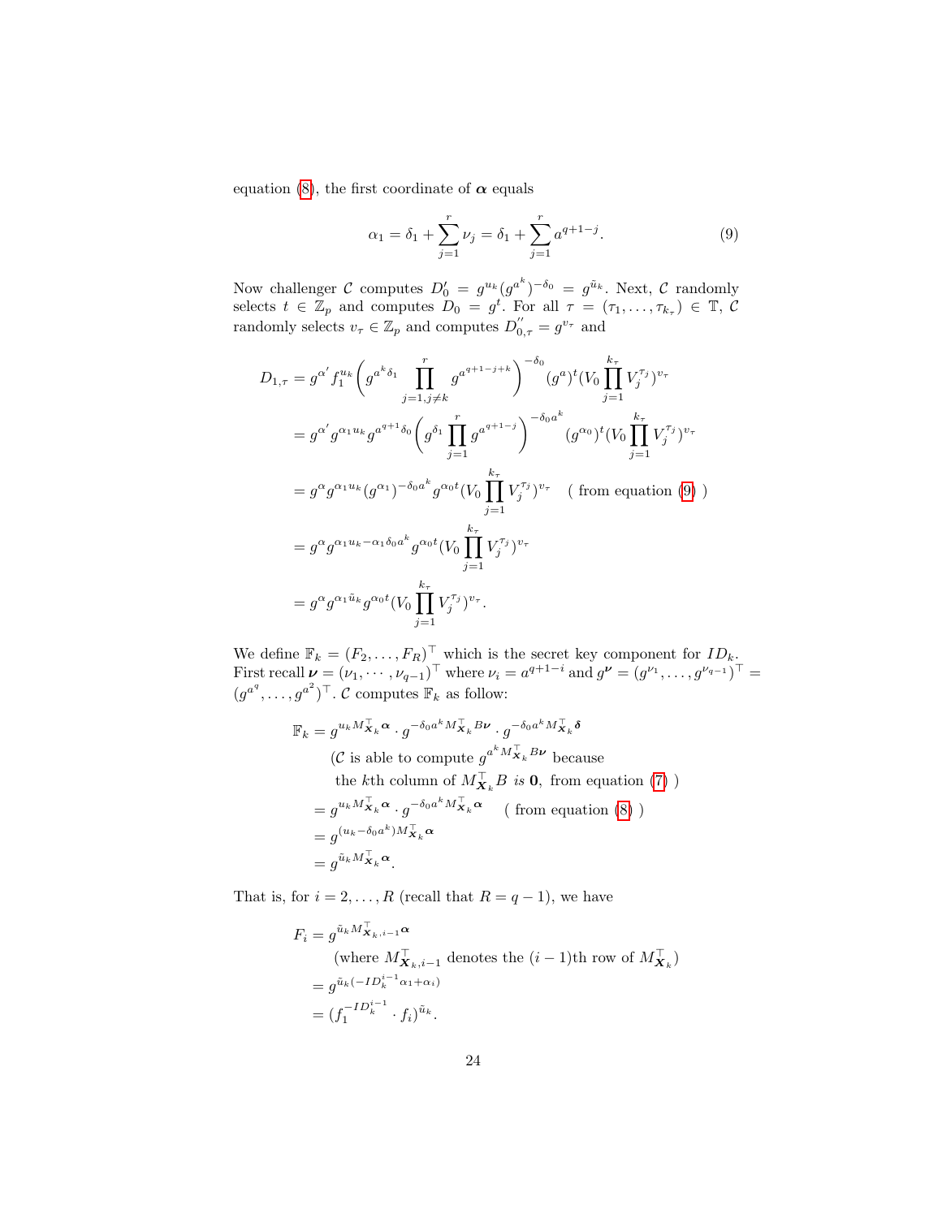equation (8), the first coordinate of $\boldsymbol{\alpha}$ equals

$$\alpha_1 = \delta_1 + \sum_{j=1}^{r} \nu_j = \delta_1 + \sum_{j=1}^{r} a^{q+1-j}. \tag{9}$$

Now challenger $\mathcal{C}$ computes $D_0' = g^{u_k}(g^{a^k})^{-\delta_0} = g^{\tilde{u}_k}$. Next, $\mathcal{C}$ randomly selects $t \in \mathbb{Z}_p$ and computes $D_0 = g^t$. For all $\tau = (\tau_1, \ldots, \tau_{k_\tau}) \in \mathbb{T}$, $\mathcal{C}$ randomly selects $v_\tau \in \mathbb{Z}_p$ and computes $D_{0,\tau}^{''} = g^{v_\tau}$ and

$$\begin{aligned}
D_{1,\tau} &= g^{\alpha'} f_1^{u_k} \bigg( g^{a^k \delta_1} \prod_{j=1, j\neq k}^{r} g^{a^{q+1-j+k}} \bigg)^{-\delta_0} (g^a)^t (V_0 \prod_{j=1}^{k_\tau} V_j^{\tau_j})^{v_\tau} \\
&= g^{\alpha'} g^{\alpha_1 u_k} g^{a^{q+1}\delta_0} \bigg( g^{\delta_1} \prod_{j=1}^{r} g^{a^{q+1-j}} \bigg)^{-\delta_0 a^k} (g^{\alpha_0})^t (V_0 \prod_{j=1}^{k_\tau} V_j^{\tau_j})^{v_\tau} \\
&= g^{\alpha} g^{\alpha_1 u_k} (g^{\alpha_1})^{-\delta_0 a^k} g^{\alpha_0 t} (V_0 \prod_{j=1}^{k_\tau} V_j^{\tau_j})^{v_\tau} \quad (\text{ from equation (9) }) \\
&= g^{\alpha} g^{\alpha_1 u_k - \alpha_1 \delta_0 a^k} g^{\alpha_0 t} (V_0 \prod_{j=1}^{k_\tau} V_j^{\tau_j})^{v_\tau} \\
&= g^{\alpha} g^{\alpha_1 \tilde{u}_k} g^{\alpha_0 t} (V_0 \prod_{j=1}^{k_\tau} V_j^{\tau_j})^{v_\tau}.
\end{aligned}$$

We define $\mathbb{F}_k = (F_2, \ldots, F_R)^\top$ which is the secret key component for $ID_k$. First recall $\boldsymbol{\nu} = (\nu_1, \cdots, \nu_{q-1})^\top$ where $\nu_i = a^{q+1-i}$ and $g^{\boldsymbol{\nu}} = (g^{\nu_1}, \ldots, g^{\nu_{q-1}})^\top = (g^{a^q}, \ldots, g^{a^2})^\top$. $\mathcal{C}$ computes $\mathbb{F}_k$ as follow:

$$\begin{aligned}
\mathbb{F}_k &= g^{u_k M_{\boldsymbol{X}_k}^\top \boldsymbol{\alpha}} \cdot g^{-\delta_0 a^k M_{\boldsymbol{X}_k}^\top B \boldsymbol{\nu}} \cdot g^{-\delta_0 a^k M_{\boldsymbol{X}_k}^\top \boldsymbol{\delta}} \\
&\quad (\mathcal{C} \text{ is able to compute } g^{a^k M_{\boldsymbol{X}_k}^\top B \boldsymbol{\nu}} \text{ because} \\
&\quad \ \text{the } k\text{th column of } M_{\boldsymbol{X}_k}^\top B \textit{ is } \mathbf{0}, \text{ from equation (7) }) \\
&= g^{u_k M_{\boldsymbol{X}_k}^\top \boldsymbol{\alpha}} \cdot g^{-\delta_0 a^k M_{\boldsymbol{X}_k}^\top \boldsymbol{\alpha}} \quad (\text{ from equation (8) }) \\
&= g^{(u_k - \delta_0 a^k) M_{\boldsymbol{X}_k}^\top \boldsymbol{\alpha}} \\
&= g^{\tilde{u}_k M_{\boldsymbol{X}_k}^\top \boldsymbol{\alpha}}.
\end{aligned}$$

That is, for $i = 2, \ldots, R$ (recall that $R = q - 1$), we have

$$\begin{aligned}
F_i &= g^{\tilde{u}_k M_{\boldsymbol{X}_k, i-1}^\top \boldsymbol{\alpha}} \\
&\quad (\text{where } M_{\boldsymbol{X}_k, i-1}^\top \text{ denotes the } (i-1)\text{th row of } M_{\boldsymbol{X}_k}^\top) \\
&= g^{\tilde{u}_k (-ID_k^{i-1} \alpha_1 + \alpha_i)} \\
&= (f_1^{-ID_k^{i-1}} \cdot f_i)^{\tilde{u}_k}.
\end{aligned}$$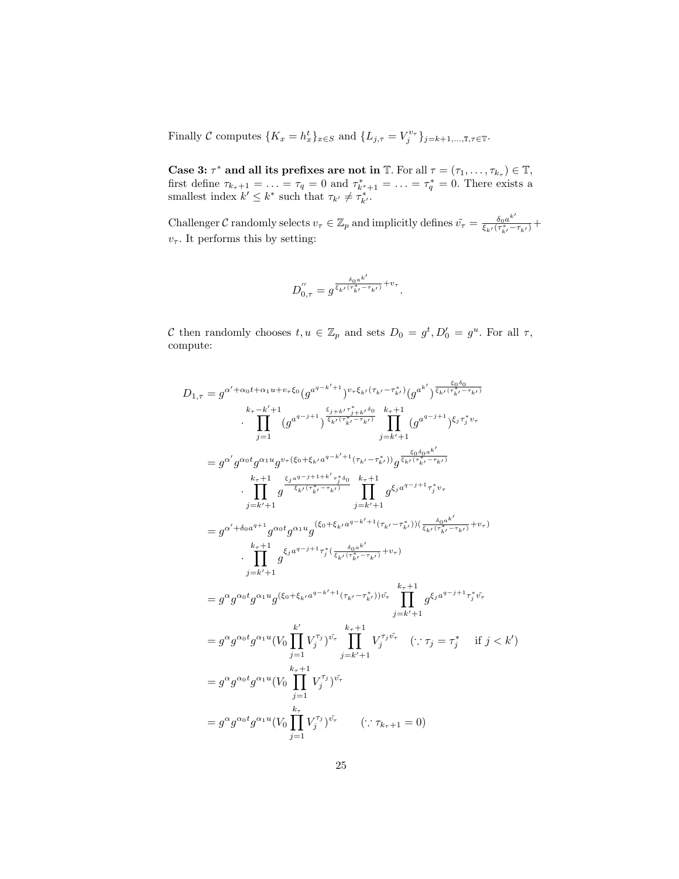Finally $\mathcal{C}$ computes $\{K_x = h_x^t\}_{x \in S}$ and $\{L_{j,\tau} = V_j^{v_\tau}\}_{j=k+1,\ldots,\mathtt{T},\tau\in\mathbb{T}}$.

**Case 3: $\tau^*$ and all its prefixes are not in** $\mathbb{T}$. For all $\tau = (\tau_1, \ldots, \tau_{k_\tau}) \in \mathbb{T}$, first define $\tau_{k_\tau+1} = \ldots = \tau_q = 0$ and $\tau^*_{k^*+1} = \ldots = \tau^*_q = 0$. There exists a smallest index $k' \leq k^*$ such that $\tau_{k'} \neq \tau^*_{k'}$.

Challenger $\mathcal{C}$ randomly selects $v_\tau \in \mathbb{Z}_p$ and implicitly defines $\tilde{v_\tau} = \frac{\delta_0 a^{k'}}{\xi_{k'}(\tau^*_{k'} - \tau_{k'})} + v_\tau$. It performs this by setting:

$$D''_{0,\tau} = g^{\frac{\delta_0 a^{k'}}{\xi_{k'}(\tau^*_{k'} - \tau_{k'})} + v_\tau}.$$

$\mathcal{C}$ then randomly chooses $t, u \in \mathbb{Z}_p$ and sets $D_0 = g^t, D'_0 = g^u$. For all $\tau$, compute:

$$\begin{aligned}
D_{1,\tau} &= g^{\alpha' + \alpha_0 t + \alpha_1 u + v_\tau \xi_0} (g^{a^{q-k'+1}})^{v_\tau \xi_{k'}(\tau_{k'} - \tau^*_{k'})} (g^{a^{k'}})^{\frac{\xi_0 \delta_0}{\xi_{k'}(\tau^*_{k'} - \tau_{k'})}} \\
&\quad \cdot \prod_{j=1}^{k_\tau - k' + 1} (g^{a^{q-j+1}})^{\frac{\xi_{j+k'} \tau^*_{j+k'} \delta_0}{\xi_{k'}(\tau^*_{k'} - \tau_{k'})}} \prod_{j=k'+1}^{k_\tau+1} (g^{a^{q-j+1}})^{\xi_j \tau^*_j v_\tau} \\
&= g^{\alpha'} g^{\alpha_0 t} g^{\alpha_1 u} g^{v_\tau(\xi_0 + \xi_{k'} a^{q-k'+1}(\tau_{k'} - \tau^*_{k'}))} g^{\frac{\xi_0 \delta_0 a^{k'}}{\xi_{k'}(\tau^*_{k'} - \tau_{k'})}} \\
&\quad \cdot \prod_{j=k'+1}^{k_\tau+1} g^{\frac{\xi_j a^{q-j+1+k'} \tau^*_j \delta_0}{\xi_{k'}(\tau^*_{k'} - \tau_{k'})}} \prod_{j=k'+1}^{k_\tau+1} g^{\xi_j a^{q-j+1} \tau^*_j v_\tau} \\
&= g^{\alpha' + \delta_0 a^{q+1}} g^{\alpha_0 t} g^{\alpha_1 u} g^{(\xi_0 + \xi_{k'} a^{q-k'+1}(\tau_{k'} - \tau^*_{k'}))(\frac{\delta_0 a^{k'}}{\xi_{k'}(\tau^*_{k'} - \tau_{k'})} + v_\tau)} \\
&\quad \cdot \prod_{j=k'+1}^{k_\tau+1} g^{\xi_j a^{q-j+1} \tau^*_j (\frac{\delta_0 a^{k'}}{\xi_{k'}(\tau^*_{k'} - \tau_{k'})} + v_\tau)} \\
&= g^{\alpha} g^{\alpha_0 t} g^{\alpha_1 u} g^{(\xi_0 + \xi_{k'} a^{q-k'+1}(\tau_{k'} - \tau^*_{k'}))\tilde{v_\tau}} \prod_{j=k'+1}^{k_\tau+1} g^{\xi_j a^{q-j+1} \tau^*_j \tilde{v_\tau}} \\
&= g^{\alpha} g^{\alpha_0 t} g^{\alpha_1 u} (V_0 \prod_{j=1}^{k'} V_j^{\tau_j})^{\tilde{v_\tau}} \prod_{j=k'+1}^{k_\tau+1} V_j^{\tau_j \tilde{v_\tau}} \quad (\because \tau_j = \tau^*_j \quad \text{if } j < k') \\
&= g^{\alpha} g^{\alpha_0 t} g^{\alpha_1 u} (V_0 \prod_{j=1}^{k_\tau+1} V_j^{\tau_j})^{\tilde{v_\tau}} \\
&= g^{\alpha} g^{\alpha_0 t} g^{\alpha_1 u} (V_0 \prod_{j=1}^{k_\tau} V_j^{\tau_j})^{\tilde{v_\tau}} \qquad (\because \tau_{k_\tau+1} = 0)
\end{aligned}$$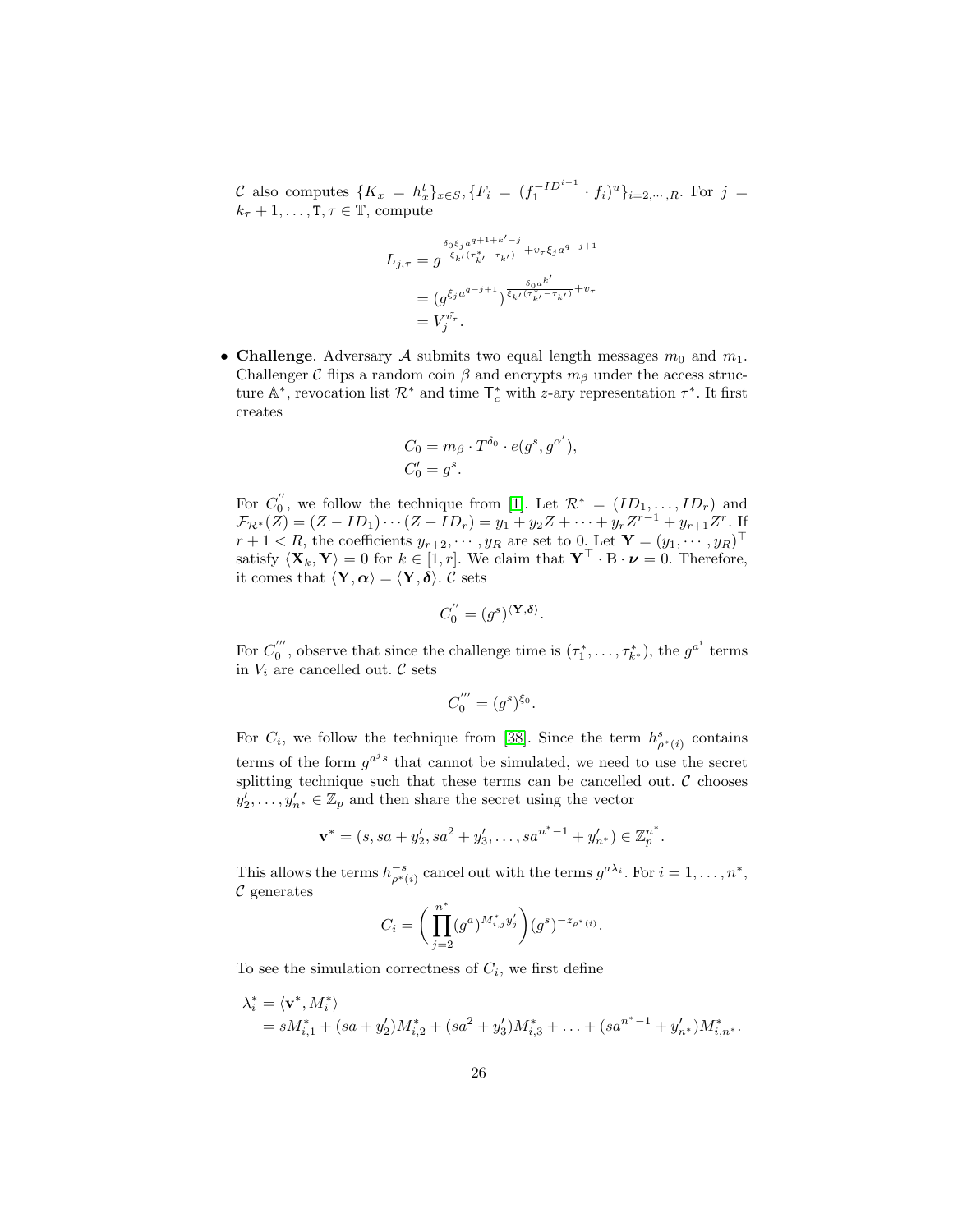$\mathcal{C}$ also computes $\{K_x = h_x^t\}_{x \in S}, \{F_i = (f_1^{-ID^{i-1}} \cdot f_i)^u\}_{i=2,\cdots,R}$. For $j = k_\tau + 1, \ldots, \mathtt{T}, \tau \in \mathbb{T}$, compute

$$
\begin{aligned}
L_{j,\tau} &= g^{\frac{\delta_0 \xi_j a^{q+1+k'-j}}{\xi_{k'}(\tau^*_{k'} - \tau_{k'})} + v_\tau \xi_j a^{q-j+1}} \\
&= (g^{\xi_j a^{q-j+1}})^{\frac{\delta_0 a^{k'}}{\xi_{k'}(\tau^*_{k'} - \tau_{k'})} + v_\tau} \\
&= V_j^{\tilde{v_\tau}}.
\end{aligned}
$$

- **Challenge**. Adversary $\mathcal{A}$ submits two equal length messages $m_0$ and $m_1$. Challenger $\mathcal{C}$ flips a random coin $\beta$ and encrypts $m_\beta$ under the access structure $\mathbb{A}^*$, revocation list $\mathcal{R}^*$ and time $\mathsf{T}_c^*$ with $z$-ary representation $\tau^*$. It first creates

$$
\begin{aligned}
C_0 &= m_\beta \cdot T^{\delta_0} \cdot e(g^s, g^{\alpha'}), \\
C_0' &= g^s.
\end{aligned}
$$

For $C_0^{''}$, we follow the technique from [1]. Let $\mathcal{R}^* = (ID_1, \ldots, ID_r)$ and $\mathcal{F}_{\mathcal{R}^*}(Z) = (Z - ID_1) \cdots (Z - ID_r) = y_1 + y_2 Z + \cdots + y_r Z^{r-1} + y_{r+1} Z^r$. If $r + 1 < R$, the coefficients $y_{r+2}, \cdots, y_R$ are set to 0. Let $\mathbf{Y} = (y_1, \cdots, y_R)^\top$ satisfy $\langle \mathbf{X}_k, \mathbf{Y} \rangle = 0$ for $k \in [1, r]$. We claim that $\mathbf{Y}^\top \cdot \mathrm{B} \cdot \boldsymbol{\nu} = 0$. Therefore, it comes that $\langle \mathbf{Y}, \boldsymbol{\alpha} \rangle = \langle \mathbf{Y}, \boldsymbol{\delta} \rangle$. $\mathcal{C}$ sets

$$
C_0^{''} = (g^s)^{\langle \mathbf{Y}, \boldsymbol{\delta} \rangle}.
$$

For $C_0^{'''}$, observe that since the challenge time is $(\tau_1^*, \ldots, \tau_{k^*}^*)$, the $g^{a^i}$ terms in $V_i$ are cancelled out. $\mathcal{C}$ sets

$$
C_0^{'''} = (g^s)^{\xi_0}.
$$

For $C_i$, we follow the technique from [38]. Since the term $h^s_{\rho^*(i)}$ contains terms of the form $g^{a^j s}$ that cannot be simulated, we need to use the secret splitting technique such that these terms can be cancelled out. $\mathcal{C}$ chooses $y_2', \ldots, y_{n^*}' \in \mathbb{Z}_p$ and then share the secret using the vector

$$
\mathbf{v}^* = (s, sa + y_2', sa^2 + y_3', \ldots, sa^{n^*-1} + y_{n^*}') \in \mathbb{Z}_p^{n^*}.
$$

This allows the terms $h^{-s}_{\rho^*(i)}$ cancel out with the terms $g^{a\lambda_i}$. For $i = 1, \ldots, n^*$, $\mathcal{C}$ generates

$$
C_i = \left( \prod_{j=2}^{n^*} (g^a)^{M^*_{i,j} y_j'} \right) (g^s)^{-z_{\rho^*(i)}}.
$$

To see the simulation correctness of $C_i$, we first define

$$
\begin{aligned}
\lambda_i^* &= \langle \mathbf{v}^*, M_i^* \rangle \\
&= sM^*_{i,1} + (sa + y_2')M^*_{i,2} + (sa^2 + y_3')M^*_{i,3} + \ldots + (sa^{n^*-1} + y_{n^*}')M^*_{i,n^*}.
\end{aligned}
$$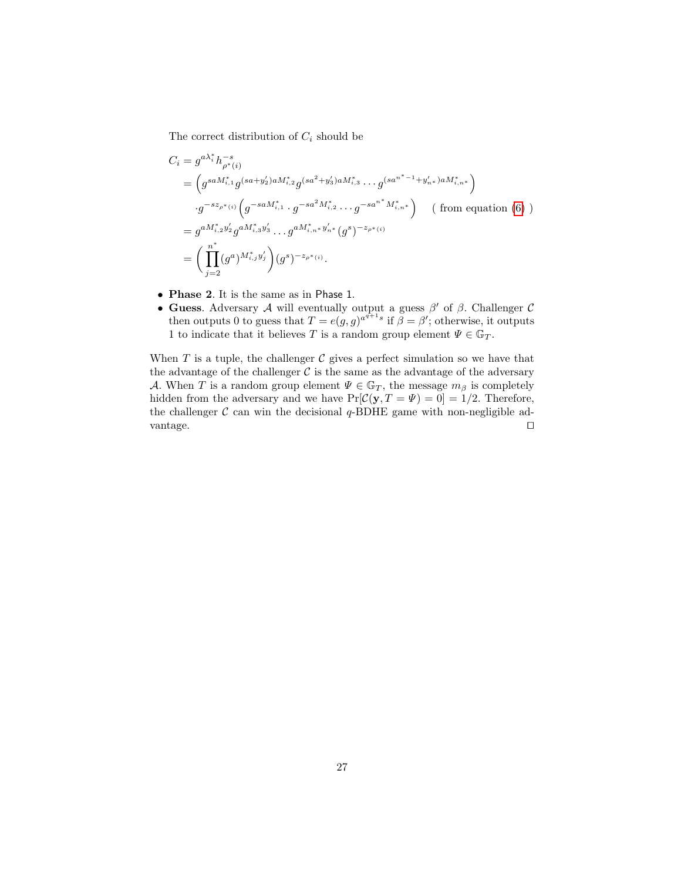The correct distribution of $C_i$ should be

$$
\begin{aligned}
C_i &= g^{a\lambda_i^*} h_{\rho^*(i)}^{-s} \\
&= \left( g^{saM_{i,1}^*} g^{(sa+y_2')aM_{i,2}^*} g^{(sa^2+y_3')aM_{i,3}^*} \cdots g^{(sa^{n^*-1}+y_{n^*}')aM_{i,n^*}^*} \right) \\
&\quad \cdot g^{-sz_{\rho^*(i)}} \left( g^{-saM_{i,1}^*} \cdot g^{-sa^2 M_{i,2}^*} \cdots g^{-sa^{n^*} M_{i,n^*}^*} \right) \quad \text{( from equation (6) )} \\
&= g^{aM_{i,2}^* y_2'} g^{aM_{i,3}^* y_3'} \cdots g^{aM_{i,n^*}^* y_{n^*}'} (g^s)^{-z_{\rho^*(i)}} \\
&= \left( \prod_{j=2}^{n^*} (g^a)^{M_{i,j}^* y_j'} \right) (g^s)^{-z_{\rho^*(i)}}.
\end{aligned}
$$

- **Phase 2**. It is the same as in Phase 1.
- **Guess**. Adversary $\mathcal{A}$ will eventually output a guess $\beta'$ of $\beta$. Challenger $\mathcal{C}$ then outputs 0 to guess that $T = e(g,g)^{a^{q+1}s}$ if $\beta = \beta'$; otherwise, it outputs 1 to indicate that it believes $T$ is a random group element $\Psi \in \mathbb{G}_T$.

When $T$ is a tuple, the challenger $\mathcal{C}$ gives a perfect simulation so we have that the advantage of the challenger $\mathcal{C}$ is the same as the advantage of the adversary $\mathcal{A}$. When $T$ is a random group element $\Psi \in \mathbb{G}_T$, the message $m_\beta$ is completely hidden from the adversary and we have $\Pr[\mathcal{C}(\mathbf{y}, T = \Psi) = 0] = 1/2$. Therefore, the challenger $\mathcal{C}$ can win the decisional $q$-BDHE game with non-negligible advantage. □